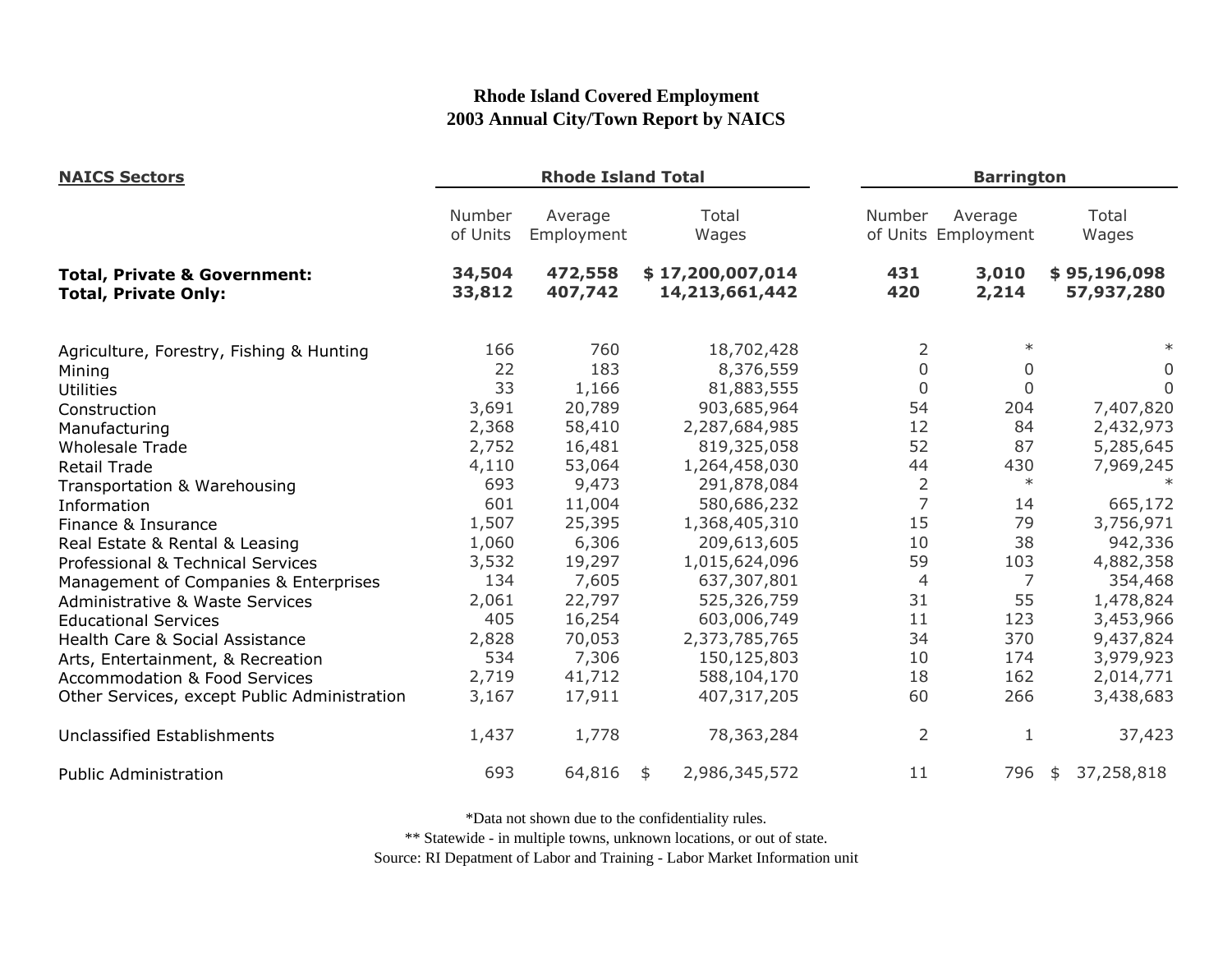# Rhode Island Covered Employment
## 2003 Annual City/Town Report by NAICS

| NAICS Sectors | Rhode Island Total | | | Barrington | | |
|---|---|---|---|---|---|---|
| | Number of Units | Average Employment | Total Wages | Number of Units | Average Employment | Total Wages |
| **Total, Private & Government:** | **34,504** | **472,558** | **$ 17,200,007,014** | **431** | **3,010** | **$ 95,196,098** |
| **Total, Private Only:** | **33,812** | **407,742** | **14,213,661,442** | **420** | **2,214** | **57,937,280** |
| Agriculture, Forestry, Fishing & Hunting | 166 | 760 | 18,702,428 | 2 | * | * |
| Mining | 22 | 183 | 8,376,559 | 0 | 0 | 0 |
| Utilities | 33 | 1,166 | 81,883,555 | 0 | 0 | 0 |
| Construction | 3,691 | 20,789 | 903,685,964 | 54 | 204 | 7,407,820 |
| Manufacturing | 2,368 | 58,410 | 2,287,684,985 | 12 | 84 | 2,432,973 |
| Wholesale Trade | 2,752 | 16,481 | 819,325,058 | 52 | 87 | 5,285,645 |
| Retail Trade | 4,110 | 53,064 | 1,264,458,030 | 44 | 430 | 7,969,245 |
| Transportation & Warehousing | 693 | 9,473 | 291,878,084 | 2 | * | * |
| Information | 601 | 11,004 | 580,686,232 | 7 | 14 | 665,172 |
| Finance & Insurance | 1,507 | 25,395 | 1,368,405,310 | 15 | 79 | 3,756,971 |
| Real Estate & Rental & Leasing | 1,060 | 6,306 | 209,613,605 | 10 | 38 | 942,336 |
| Professional & Technical Services | 3,532 | 19,297 | 1,015,624,096 | 59 | 103 | 4,882,358 |
| Management of Companies & Enterprises | 134 | 7,605 | 637,307,801 | 4 | 7 | 354,468 |
| Administrative & Waste Services | 2,061 | 22,797 | 525,326,759 | 31 | 55 | 1,478,824 |
| Educational Services | 405 | 16,254 | 603,006,749 | 11 | 123 | 3,453,966 |
| Health Care & Social Assistance | 2,828 | 70,053 | 2,373,785,765 | 34 | 370 | 9,437,824 |
| Arts, Entertainment, & Recreation | 534 | 7,306 | 150,125,803 | 10 | 174 | 3,979,923 |
| Accommodation & Food Services | 2,719 | 41,712 | 588,104,170 | 18 | 162 | 2,014,771 |
| Other Services, except Public Administration | 3,167 | 17,911 | 407,317,205 | 60 | 266 | 3,438,683 |
| Unclassified Establishments | 1,437 | 1,778 | 78,363,284 | 2 | 1 | 37,423 |
| Public Administration | 693 | 64,816 | $ 2,986,345,572 | 11 | 796 | $ 37,258,818 |

*Data not shown due to the confidentiality rules.

** Statewide - in multiple towns, unknown locations, or out of state.

Source: RI Depatment of Labor and Training - Labor Market Information unit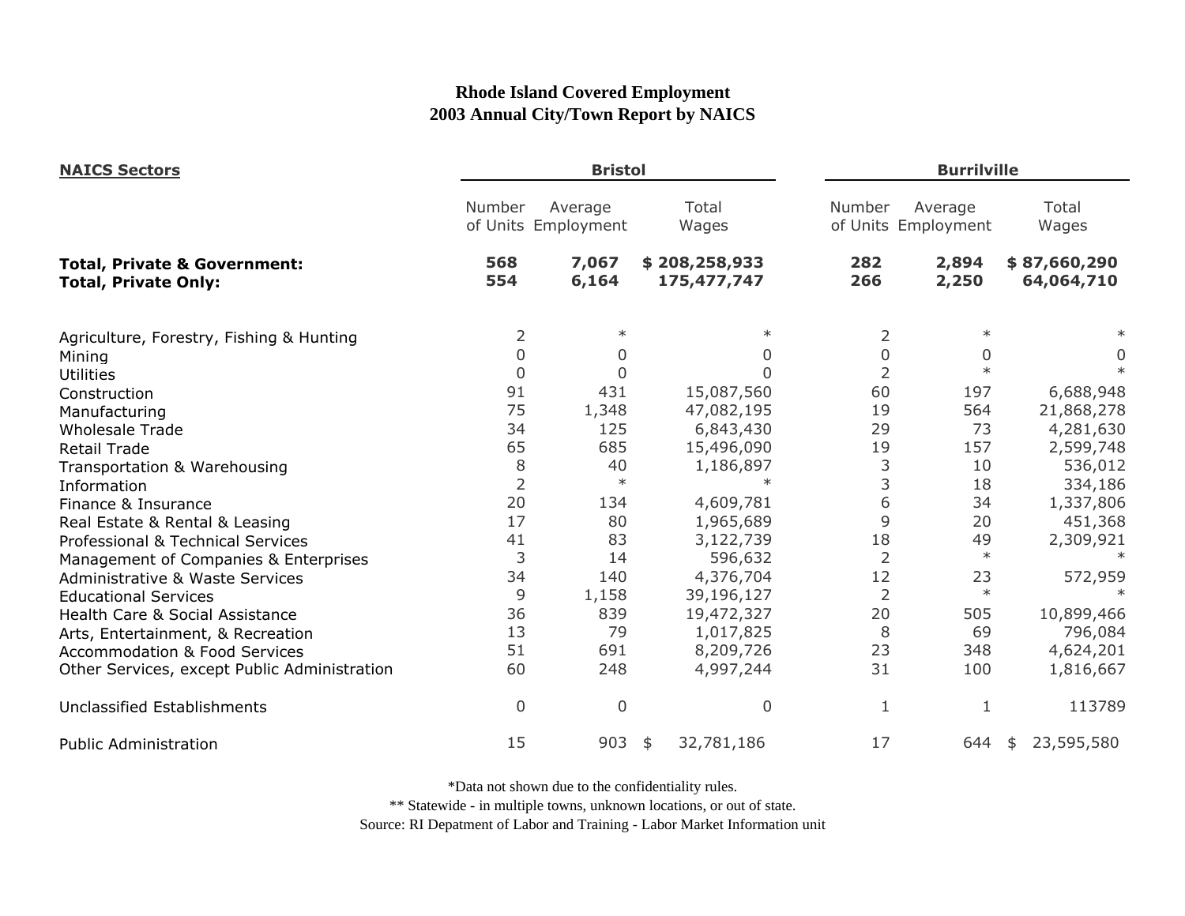# Rhode Island Covered Employment
## 2003 Annual City/Town Report by NAICS

| NAICS Sectors | Bristol | | | Burrilville | | |
|---|---|---|---|---|---|---|
| | Number of Units | Average Employment | Total Wages | Number of Units | Average Employment | Total Wages |
| **Total, Private & Government:** | **568** | **7,067** | **$ 208,258,933** | **282** | **2,894** | **$ 87,660,290** |
| **Total, Private Only:** | **554** | **6,164** | **175,477,747** | **266** | **2,250** | **64,064,710** |
| Agriculture, Forestry, Fishing & Hunting | 2 | * | * | 2 | * | * |
| Mining | 0 | 0 | 0 | 0 | 0 | 0 |
| Utilities | 0 | 0 | 0 | 2 | * | * |
| Construction | 91 | 431 | 15,087,560 | 60 | 197 | 6,688,948 |
| Manufacturing | 75 | 1,348 | 47,082,195 | 19 | 564 | 21,868,278 |
| Wholesale Trade | 34 | 125 | 6,843,430 | 29 | 73 | 4,281,630 |
| Retail Trade | 65 | 685 | 15,496,090 | 19 | 157 | 2,599,748 |
| Transportation & Warehousing | 8 | 40 | 1,186,897 | 3 | 10 | 536,012 |
| Information | 2 | * | * | 3 | 18 | 334,186 |
| Finance & Insurance | 20 | 134 | 4,609,781 | 6 | 34 | 1,337,806 |
| Real Estate & Rental & Leasing | 17 | 80 | 1,965,689 | 9 | 20 | 451,368 |
| Professional & Technical Services | 41 | 83 | 3,122,739 | 18 | 49 | 2,309,921 |
| Management of Companies & Enterprises | 3 | 14 | 596,632 | 2 | * | * |
| Administrative & Waste Services | 34 | 140 | 4,376,704 | 12 | 23 | 572,959 |
| Educational Services | 9 | 1,158 | 39,196,127 | 2 | * | * |
| Health Care & Social Assistance | 36 | 839 | 19,472,327 | 20 | 505 | 10,899,466 |
| Arts, Entertainment, & Recreation | 13 | 79 | 1,017,825 | 8 | 69 | 796,084 |
| Accommodation & Food Services | 51 | 691 | 8,209,726 | 23 | 348 | 4,624,201 |
| Other Services, except Public Administration | 60 | 248 | 4,997,244 | 31 | 100 | 1,816,667 |
| Unclassified Establishments | 0 | 0 | 0 | 1 | 1 | 113789 |
| Public Administration | 15 | 903 | $ 32,781,186 | 17 | 644 | $ 23,595,580 |

*Data not shown due to the confidentiality rules.

** Statewide - in multiple towns, unknown locations, or out of state.

Source: RI Depatment of Labor and Training - Labor Market Information unit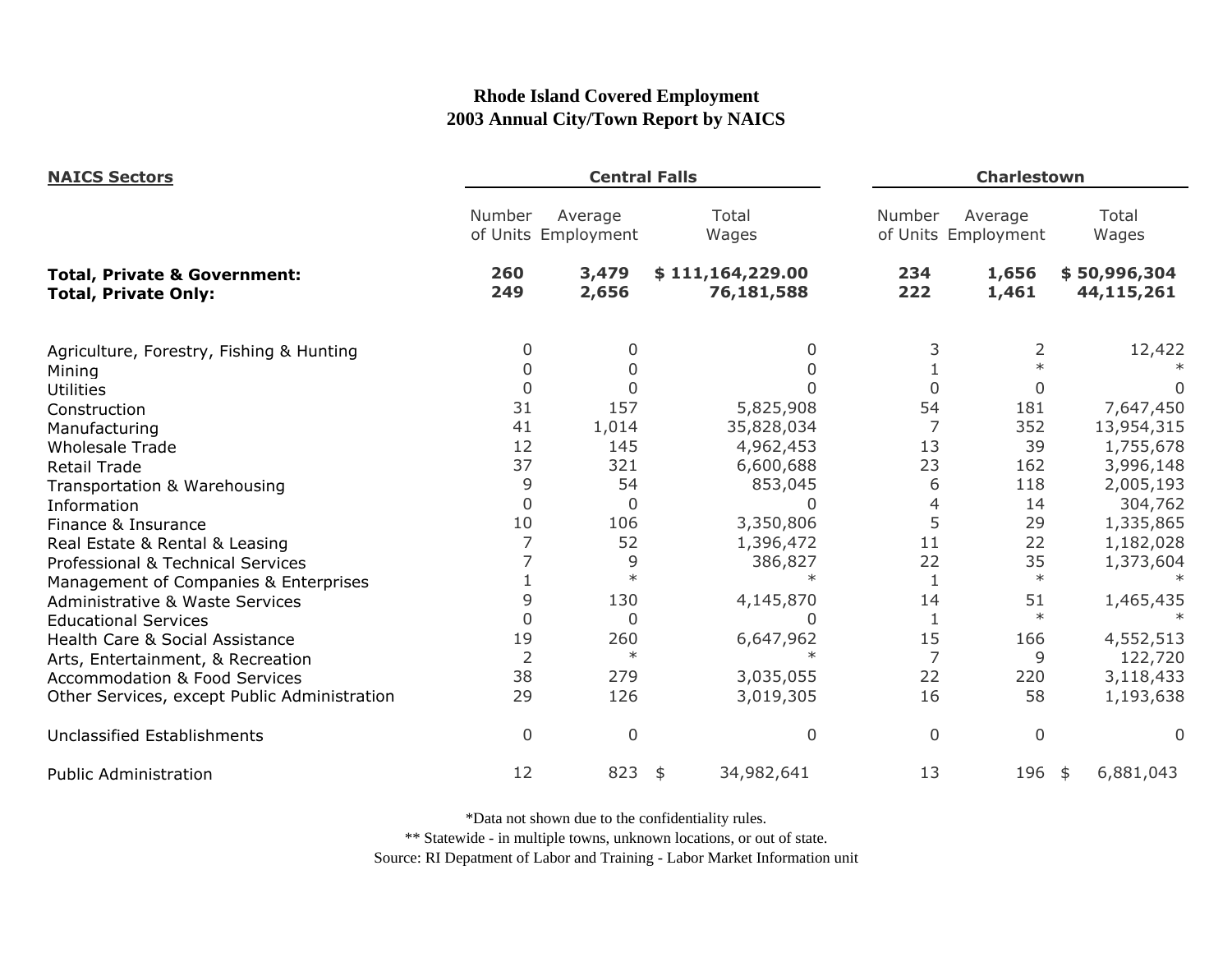# Rhode Island Covered Employment
## 2003 Annual City/Town Report by NAICS

| NAICS Sectors | Central Falls | | | Charlestown | | |
|---|---|---|---|---|---|---|
| | Number of Units | Average Employment | Total Wages | Number of Units | Average Employment | Total Wages |
| **Total, Private & Government:** | **260** | **3,479** | **$ 111,164,229.00** | **234** | **1,656** | **$ 50,996,304** |
| **Total, Private Only:** | **249** | **2,656** | **76,181,588** | **222** | **1,461** | **44,115,261** |
| Agriculture, Forestry, Fishing & Hunting | 0 | 0 | 0 | 3 | 2 | 12,422 |
| Mining | 0 | 0 | 0 | 1 | * | * |
| Utilities | 0 | 0 | 0 | 0 | 0 | 0 |
| Construction | 31 | 157 | 5,825,908 | 54 | 181 | 7,647,450 |
| Manufacturing | 41 | 1,014 | 35,828,034 | 7 | 352 | 13,954,315 |
| Wholesale Trade | 12 | 145 | 4,962,453 | 13 | 39 | 1,755,678 |
| Retail Trade | 37 | 321 | 6,600,688 | 23 | 162 | 3,996,148 |
| Transportation & Warehousing | 9 | 54 | 853,045 | 6 | 118 | 2,005,193 |
| Information | 0 | 0 | 0 | 4 | 14 | 304,762 |
| Finance & Insurance | 10 | 106 | 3,350,806 | 5 | 29 | 1,335,865 |
| Real Estate & Rental & Leasing | 7 | 52 | 1,396,472 | 11 | 22 | 1,182,028 |
| Professional & Technical Services | 7 | 9 | 386,827 | 22 | 35 | 1,373,604 |
| Management of Companies & Enterprises | 1 | * | * | 1 | * | * |
| Administrative & Waste Services | 9 | 130 | 4,145,870 | 14 | 51 | 1,465,435 |
| Educational Services | 0 | 0 | 0 | 1 | * | * |
| Health Care & Social Assistance | 19 | 260 | 6,647,962 | 15 | 166 | 4,552,513 |
| Arts, Entertainment, & Recreation | 2 | * | * | 7 | 9 | 122,720 |
| Accommodation & Food Services | 38 | 279 | 3,035,055 | 22 | 220 | 3,118,433 |
| Other Services, except Public Administration | 29 | 126 | 3,019,305 | 16 | 58 | 1,193,638 |
| Unclassified Establishments | 0 | 0 | 0 | 0 | 0 | 0 |
| Public Administration | 12 | 823 | $ 34,982,641 | 13 | 196 | $ 6,881,043 |

*Data not shown due to the confidentiality rules.

** Statewide - in multiple towns, unknown locations, or out of state.

Source: RI Depatment of Labor and Training - Labor Market Information unit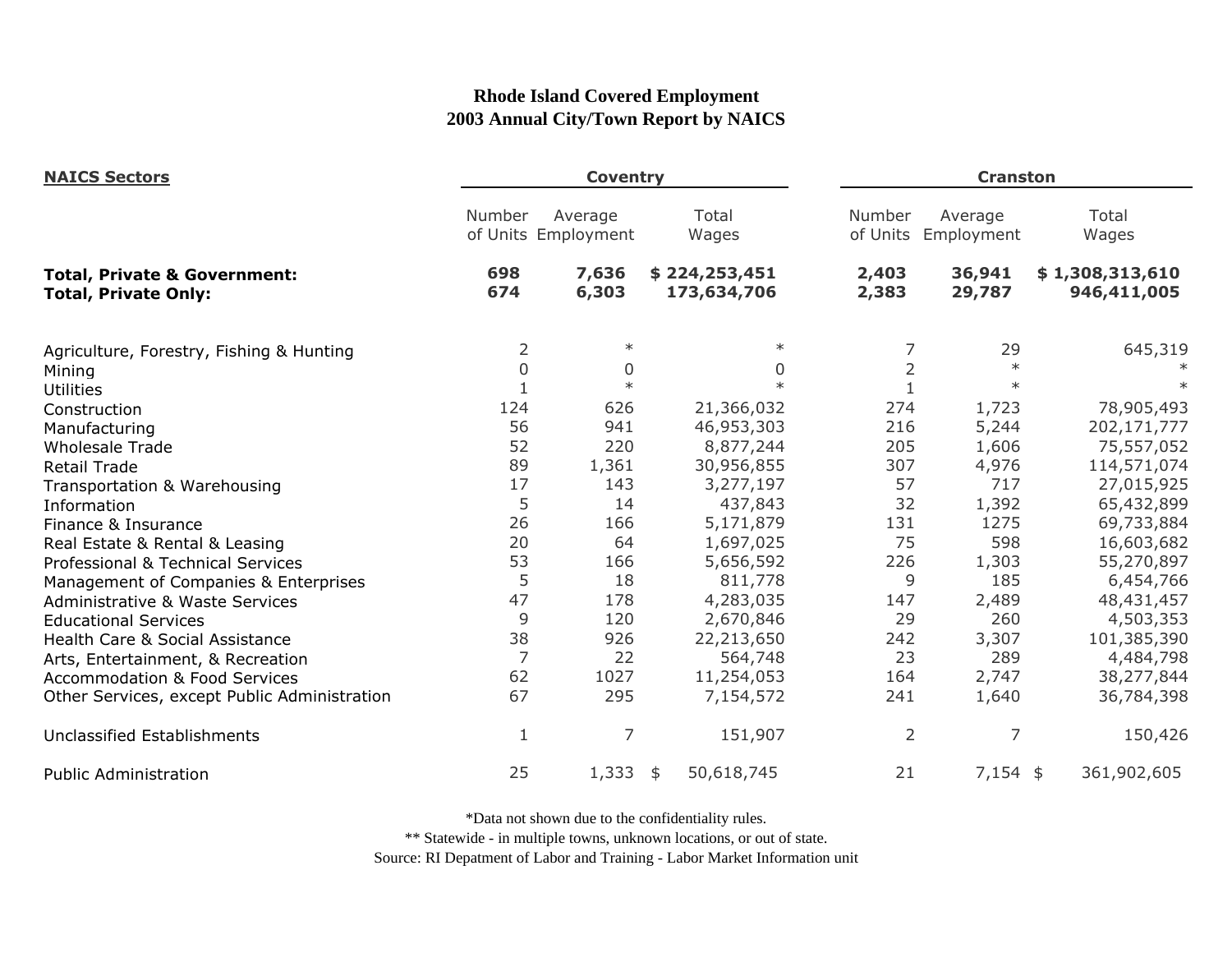# Rhode Island Covered Employment
## 2003 Annual City/Town Report by NAICS

| NAICS Sectors | Coventry | | | Cranston | | |
|---|---|---|---|---|---|---|
| | Number of Units | Average Employment | Total Wages | Number of Units | Average Employment | Total Wages |
| **Total, Private & Government:** | **698** | **7,636** | **$ 224,253,451** | **2,403** | **36,941** | **$ 1,308,313,610** |
| **Total, Private Only:** | **674** | **6,303** | **173,634,706** | **2,383** | **29,787** | **946,411,005** |
| Agriculture, Forestry, Fishing & Hunting | 2 | * | * | 7 | 29 | 645,319 |
| Mining | 0 | 0 | 0 | 2 | * | * |
| Utilities | 1 | * | * | 1 | * | * |
| Construction | 124 | 626 | 21,366,032 | 274 | 1,723 | 78,905,493 |
| Manufacturing | 56 | 941 | 46,953,303 | 216 | 5,244 | 202,171,777 |
| Wholesale Trade | 52 | 220 | 8,877,244 | 205 | 1,606 | 75,557,052 |
| Retail Trade | 89 | 1,361 | 30,956,855 | 307 | 4,976 | 114,571,074 |
| Transportation & Warehousing | 17 | 143 | 3,277,197 | 57 | 717 | 27,015,925 |
| Information | 5 | 14 | 437,843 | 32 | 1,392 | 65,432,899 |
| Finance & Insurance | 26 | 166 | 5,171,879 | 131 | 1275 | 69,733,884 |
| Real Estate & Rental & Leasing | 20 | 64 | 1,697,025 | 75 | 598 | 16,603,682 |
| Professional & Technical Services | 53 | 166 | 5,656,592 | 226 | 1,303 | 55,270,897 |
| Management of Companies & Enterprises | 5 | 18 | 811,778 | 9 | 185 | 6,454,766 |
| Administrative & Waste Services | 47 | 178 | 4,283,035 | 147 | 2,489 | 48,431,457 |
| Educational Services | 9 | 120 | 2,670,846 | 29 | 260 | 4,503,353 |
| Health Care & Social Assistance | 38 | 926 | 22,213,650 | 242 | 3,307 | 101,385,390 |
| Arts, Entertainment, & Recreation | 7 | 22 | 564,748 | 23 | 289 | 4,484,798 |
| Accommodation & Food Services | 62 | 1027 | 11,254,053 | 164 | 2,747 | 38,277,844 |
| Other Services, except Public Administration | 67 | 295 | 7,154,572 | 241 | 1,640 | 36,784,398 |
| Unclassified Establishments | 1 | 7 | 151,907 | 2 | 7 | 150,426 |
| Public Administration | 25 | 1,333 | $ 50,618,745 | 21 | 7,154 | $ 361,902,605 |

*Data not shown due to the confidentiality rules.

** Statewide - in multiple towns, unknown locations, or out of state.

Source: RI Depatment of Labor and Training - Labor Market Information unit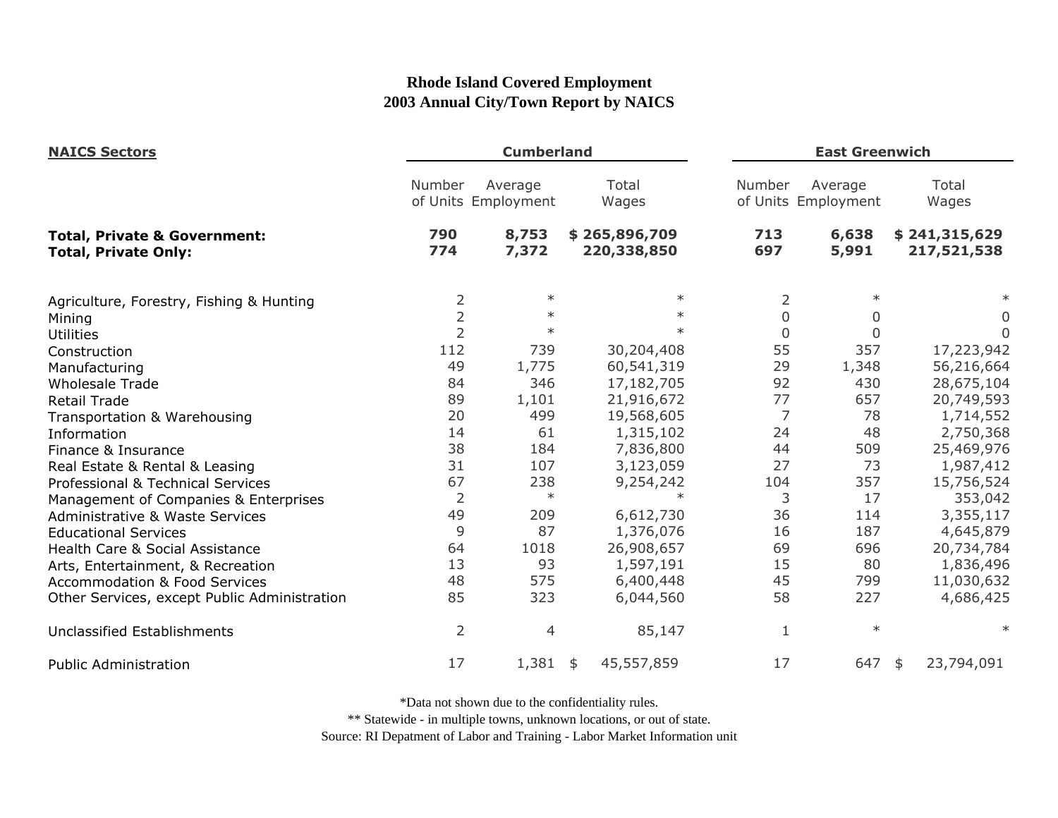# Rhode Island Covered Employment
## 2003 Annual City/Town Report by NAICS

| NAICS Sectors | Cumberland | | | East Greenwich | | |
|---|---|---|---|---|---|---|
| | Number of Units | Average Employment | Total Wages | Number of Units | Average Employment | Total Wages |
| **Total, Private & Government:** | **790** | **8,753** | **$ 265,896,709** | **713** | **6,638** | **$ 241,315,629** |
| **Total, Private Only:** | **774** | **7,372** | **220,338,850** | **697** | **5,991** | **217,521,538** |
| Agriculture, Forestry, Fishing & Hunting | 2 | * | * | 2 | * | * |
| Mining | 2 | * | * | 0 | 0 | 0 |
| Utilities | 2 | * | * | 0 | 0 | 0 |
| Construction | 112 | 739 | 30,204,408 | 55 | 357 | 17,223,942 |
| Manufacturing | 49 | 1,775 | 60,541,319 | 29 | 1,348 | 56,216,664 |
| Wholesale Trade | 84 | 346 | 17,182,705 | 92 | 430 | 28,675,104 |
| Retail Trade | 89 | 1,101 | 21,916,672 | 77 | 657 | 20,749,593 |
| Transportation & Warehousing | 20 | 499 | 19,568,605 | 7 | 78 | 1,714,552 |
| Information | 14 | 61 | 1,315,102 | 24 | 48 | 2,750,368 |
| Finance & Insurance | 38 | 184 | 7,836,800 | 44 | 509 | 25,469,976 |
| Real Estate & Rental & Leasing | 31 | 107 | 3,123,059 | 27 | 73 | 1,987,412 |
| Professional & Technical Services | 67 | 238 | 9,254,242 | 104 | 357 | 15,756,524 |
| Management of Companies & Enterprises | 2 | * | * | 3 | 17 | 353,042 |
| Administrative & Waste Services | 49 | 209 | 6,612,730 | 36 | 114 | 3,355,117 |
| Educational Services | 9 | 87 | 1,376,076 | 16 | 187 | 4,645,879 |
| Health Care & Social Assistance | 64 | 1018 | 26,908,657 | 69 | 696 | 20,734,784 |
| Arts, Entertainment, & Recreation | 13 | 93 | 1,597,191 | 15 | 80 | 1,836,496 |
| Accommodation & Food Services | 48 | 575 | 6,400,448 | 45 | 799 | 11,030,632 |
| Other Services, except Public Administration | 85 | 323 | 6,044,560 | 58 | 227 | 4,686,425 |
| Unclassified Establishments | 2 | 4 | 85,147 | 1 | * | * |
| Public Administration | 17 | 1,381 | $ 45,557,859 | 17 | 647 | $ 23,794,091 |

*Data not shown due to the confidentiality rules.

** Statewide - in multiple towns, unknown locations, or out of state.

Source: RI Depatment of Labor and Training - Labor Market Information unit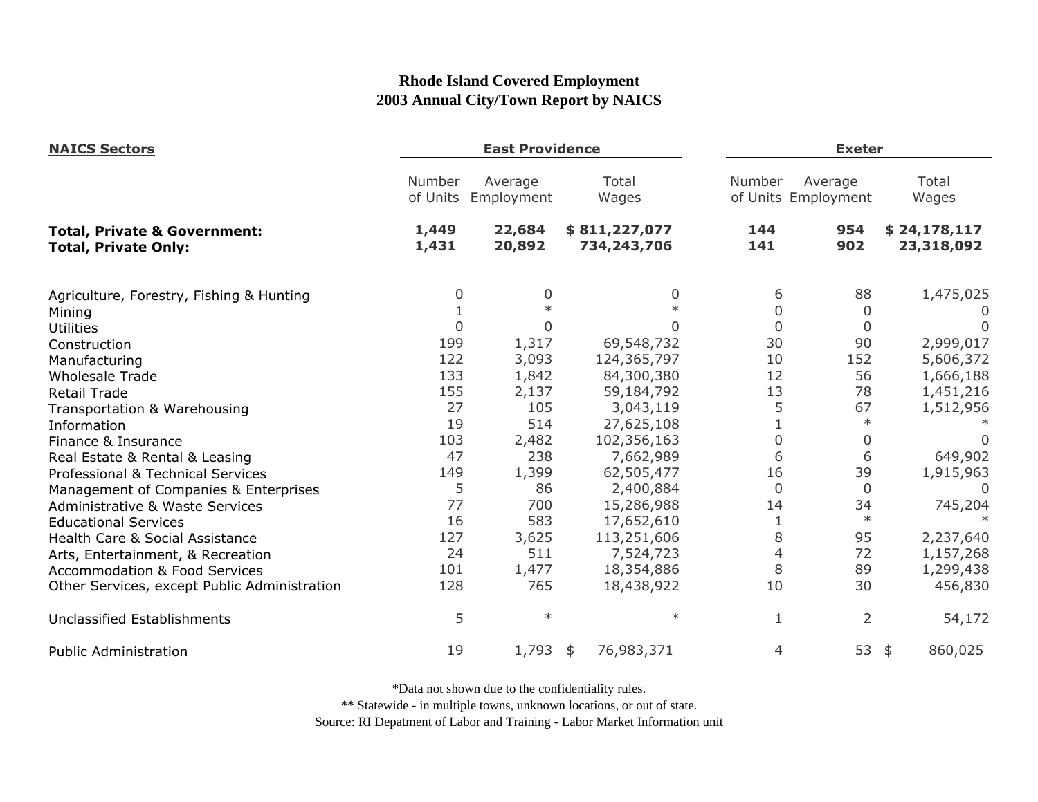# Rhode Island Covered Employment
## 2003 Annual City/Town Report by NAICS

| NAICS Sectors | East Providence | | | Exeter | | |
|---|---|---|---|---|---|---|
| | Number of Units | Average Employment | Total Wages | Number of Units | Average Employment | Total Wages |
| **Total, Private & Government:** | **1,449** | **22,684** | **$ 811,227,077** | **144** | **954** | **$ 24,178,117** |
| **Total, Private Only:** | **1,431** | **20,892** | **734,243,706** | **141** | **902** | **23,318,092** |
| Agriculture, Forestry, Fishing & Hunting | 0 | 0 | 0 | 6 | 88 | 1,475,025 |
| Mining | 1 | * | * | 0 | 0 | 0 |
| Utilities | 0 | 0 | 0 | 0 | 0 | 0 |
| Construction | 199 | 1,317 | 69,548,732 | 30 | 90 | 2,999,017 |
| Manufacturing | 122 | 3,093 | 124,365,797 | 10 | 152 | 5,606,372 |
| Wholesale Trade | 133 | 1,842 | 84,300,380 | 12 | 56 | 1,666,188 |
| Retail Trade | 155 | 2,137 | 59,184,792 | 13 | 78 | 1,451,216 |
| Transportation & Warehousing | 27 | 105 | 3,043,119 | 5 | 67 | 1,512,956 |
| Information | 19 | 514 | 27,625,108 | 1 | * | * |
| Finance & Insurance | 103 | 2,482 | 102,356,163 | 0 | 0 | 0 |
| Real Estate & Rental & Leasing | 47 | 238 | 7,662,989 | 6 | 6 | 649,902 |
| Professional & Technical Services | 149 | 1,399 | 62,505,477 | 16 | 39 | 1,915,963 |
| Management of Companies & Enterprises | 5 | 86 | 2,400,884 | 0 | 0 | 0 |
| Administrative & Waste Services | 77 | 700 | 15,286,988 | 14 | 34 | 745,204 |
| Educational Services | 16 | 583 | 17,652,610 | 1 | * | * |
| Health Care & Social Assistance | 127 | 3,625 | 113,251,606 | 8 | 95 | 2,237,640 |
| Arts, Entertainment, & Recreation | 24 | 511 | 7,524,723 | 4 | 72 | 1,157,268 |
| Accommodation & Food Services | 101 | 1,477 | 18,354,886 | 8 | 89 | 1,299,438 |
| Other Services, except Public Administration | 128 | 765 | 18,438,922 | 10 | 30 | 456,830 |
| Unclassified Establishments | 5 | * | * | 1 | 2 | 54,172 |
| Public Administration | 19 | 1,793 | $ 76,983,371 | 4 | 53 | $ 860,025 |

*Data not shown due to the confidentiality rules.

** Statewide - in multiple towns, unknown locations, or out of state.

Source: RI Depatment of Labor and Training - Labor Market Information unit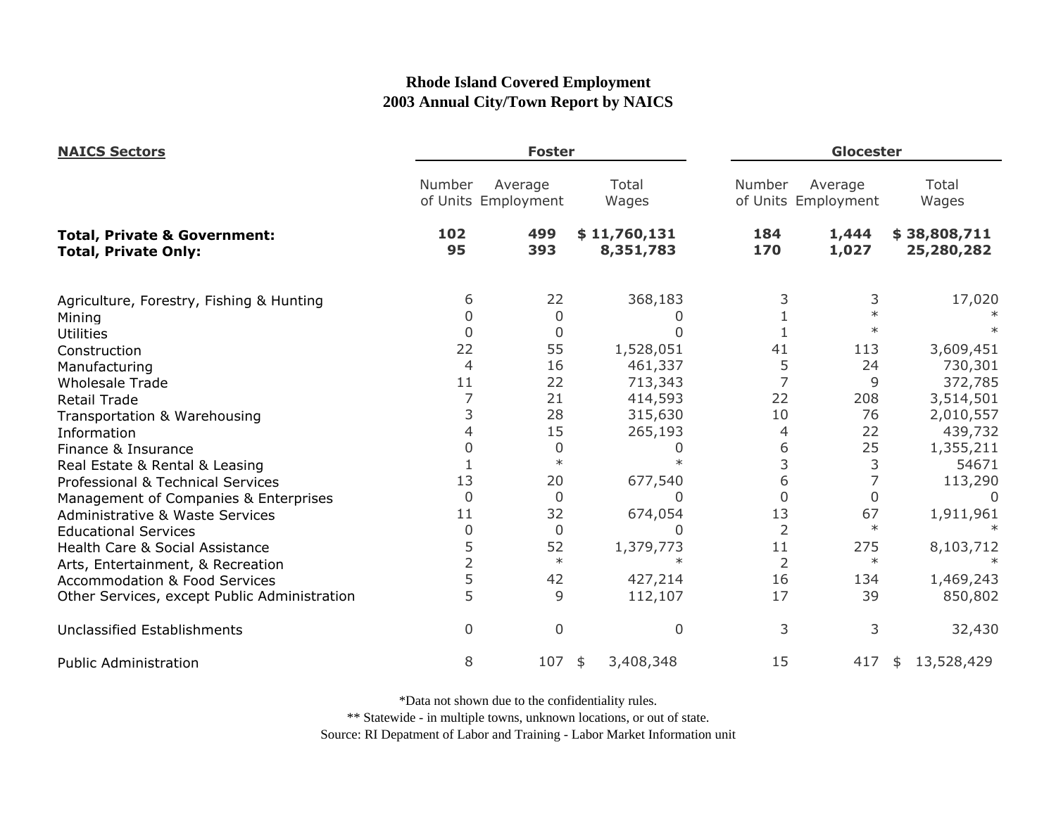# Rhode Island Covered Employment
## 2003 Annual City/Town Report by NAICS

| NAICS Sectors | Foster | | | Glocester | | |
|---|---|---|---|---|---|---|
| | Number of Units | Average Employment | Total Wages | Number of Units | Average Employment | Total Wages |
| **Total, Private & Government:** | **102** | **499** | **$ 11,760,131** | **184** | **1,444** | **$ 38,808,711** |
| **Total, Private Only:** | **95** | **393** | **8,351,783** | **170** | **1,027** | **25,280,282** |
| Agriculture, Forestry, Fishing & Hunting | 6 | 22 | 368,183 | 3 | 3 | 17,020 |
| Mining | 0 | 0 | 0 | 1 | * | * |
| Utilities | 0 | 0 | 0 | 1 | * | * |
| Construction | 22 | 55 | 1,528,051 | 41 | 113 | 3,609,451 |
| Manufacturing | 4 | 16 | 461,337 | 5 | 24 | 730,301 |
| Wholesale Trade | 11 | 22 | 713,343 | 7 | 9 | 372,785 |
| Retail Trade | 7 | 21 | 414,593 | 22 | 208 | 3,514,501 |
| Transportation & Warehousing | 3 | 28 | 315,630 | 10 | 76 | 2,010,557 |
| Information | 4 | 15 | 265,193 | 4 | 22 | 439,732 |
| Finance & Insurance | 0 | 0 | 0 | 6 | 25 | 1,355,211 |
| Real Estate & Rental & Leasing | 1 | * | * | 3 | 3 | 54671 |
| Professional & Technical Services | 13 | 20 | 677,540 | 6 | 7 | 113,290 |
| Management of Companies & Enterprises | 0 | 0 | 0 | 0 | 0 | 0 |
| Administrative & Waste Services | 11 | 32 | 674,054 | 13 | 67 | 1,911,961 |
| Educational Services | 0 | 0 | 0 | 2 | * | * |
| Health Care & Social Assistance | 5 | 52 | 1,379,773 | 11 | 275 | 8,103,712 |
| Arts, Entertainment, & Recreation | 2 | * | * | 2 | * | * |
| Accommodation & Food Services | 5 | 42 | 427,214 | 16 | 134 | 1,469,243 |
| Other Services, except Public Administration | 5 | 9 | 112,107 | 17 | 39 | 850,802 |
| Unclassified Establishments | 0 | 0 | 0 | 3 | 3 | 32,430 |
| Public Administration | 8 | 107 | $ 3,408,348 | 15 | 417 | $ 13,528,429 |

*Data not shown due to the confidentiality rules.

** Statewide - in multiple towns, unknown locations, or out of state.

Source: RI Depatment of Labor and Training - Labor Market Information unit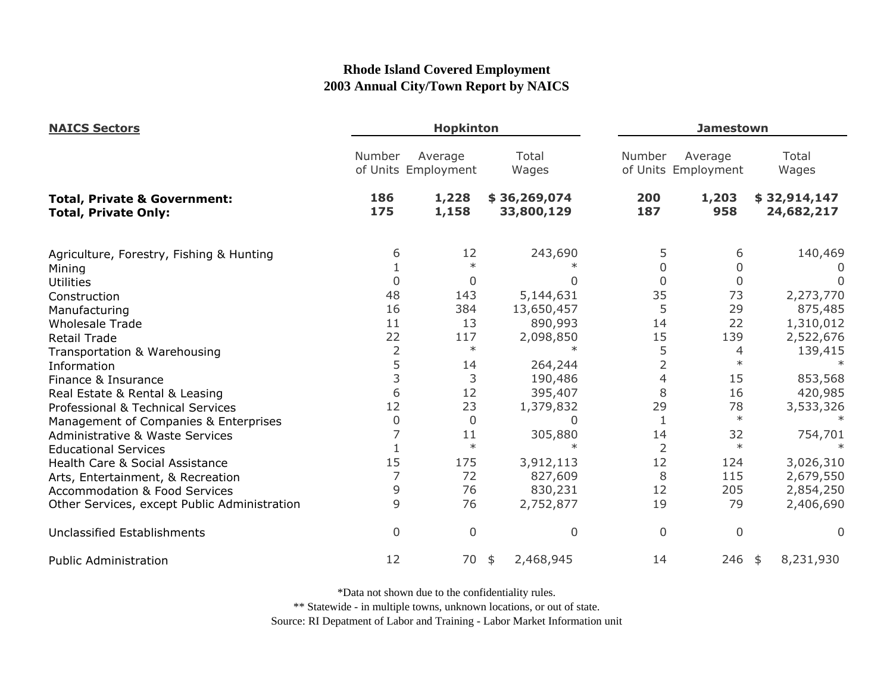# Rhode Island Covered Employment
## 2003 Annual City/Town Report by NAICS

| NAICS Sectors | Hopkinton | | | Jamestown | | |
|---|---|---|---|---|---|---|
| | Number of Units | Average Employment | Total Wages | Number of Units | Average Employment | Total Wages |
| **Total, Private & Government:** | **186** | **1,228** | **$ 36,269,074** | **200** | **1,203** | **$ 32,914,147** |
| **Total, Private Only:** | **175** | **1,158** | **33,800,129** | **187** | **958** | **24,682,217** |
| Agriculture, Forestry, Fishing & Hunting | 6 | 12 | 243,690 | 5 | 6 | 140,469 |
| Mining | 1 | * | * | 0 | 0 | 0 |
| Utilities | 0 | 0 | 0 | 0 | 0 | 0 |
| Construction | 48 | 143 | 5,144,631 | 35 | 73 | 2,273,770 |
| Manufacturing | 16 | 384 | 13,650,457 | 5 | 29 | 875,485 |
| Wholesale Trade | 11 | 13 | 890,993 | 14 | 22 | 1,310,012 |
| Retail Trade | 22 | 117 | 2,098,850 | 15 | 139 | 2,522,676 |
| Transportation & Warehousing | 2 | * | * | 5 | 4 | 139,415 |
| Information | 5 | 14 | 264,244 | 2 | * | * |
| Finance & Insurance | 3 | 3 | 190,486 | 4 | 15 | 853,568 |
| Real Estate & Rental & Leasing | 6 | 12 | 395,407 | 8 | 16 | 420,985 |
| Professional & Technical Services | 12 | 23 | 1,379,832 | 29 | 78 | 3,533,326 |
| Management of Companies & Enterprises | 0 | 0 | 0 | 1 | * | * |
| Administrative & Waste Services | 7 | 11 | 305,880 | 14 | 32 | 754,701 |
| Educational Services | 1 | * | * | 2 | * | * |
| Health Care & Social Assistance | 15 | 175 | 3,912,113 | 12 | 124 | 3,026,310 |
| Arts, Entertainment, & Recreation | 7 | 72 | 827,609 | 8 | 115 | 2,679,550 |
| Accommodation & Food Services | 9 | 76 | 830,231 | 12 | 205 | 2,854,250 |
| Other Services, except Public Administration | 9 | 76 | 2,752,877 | 19 | 79 | 2,406,690 |
| Unclassified Establishments | 0 | 0 | 0 | 0 | 0 | 0 |
| Public Administration | 12 | 70 | $ 2,468,945 | 14 | 246 | $ 8,231,930 |

*Data not shown due to the confidentiality rules.

** Statewide - in multiple towns, unknown locations, or out of state.

Source: RI Depatment of Labor and Training - Labor Market Information unit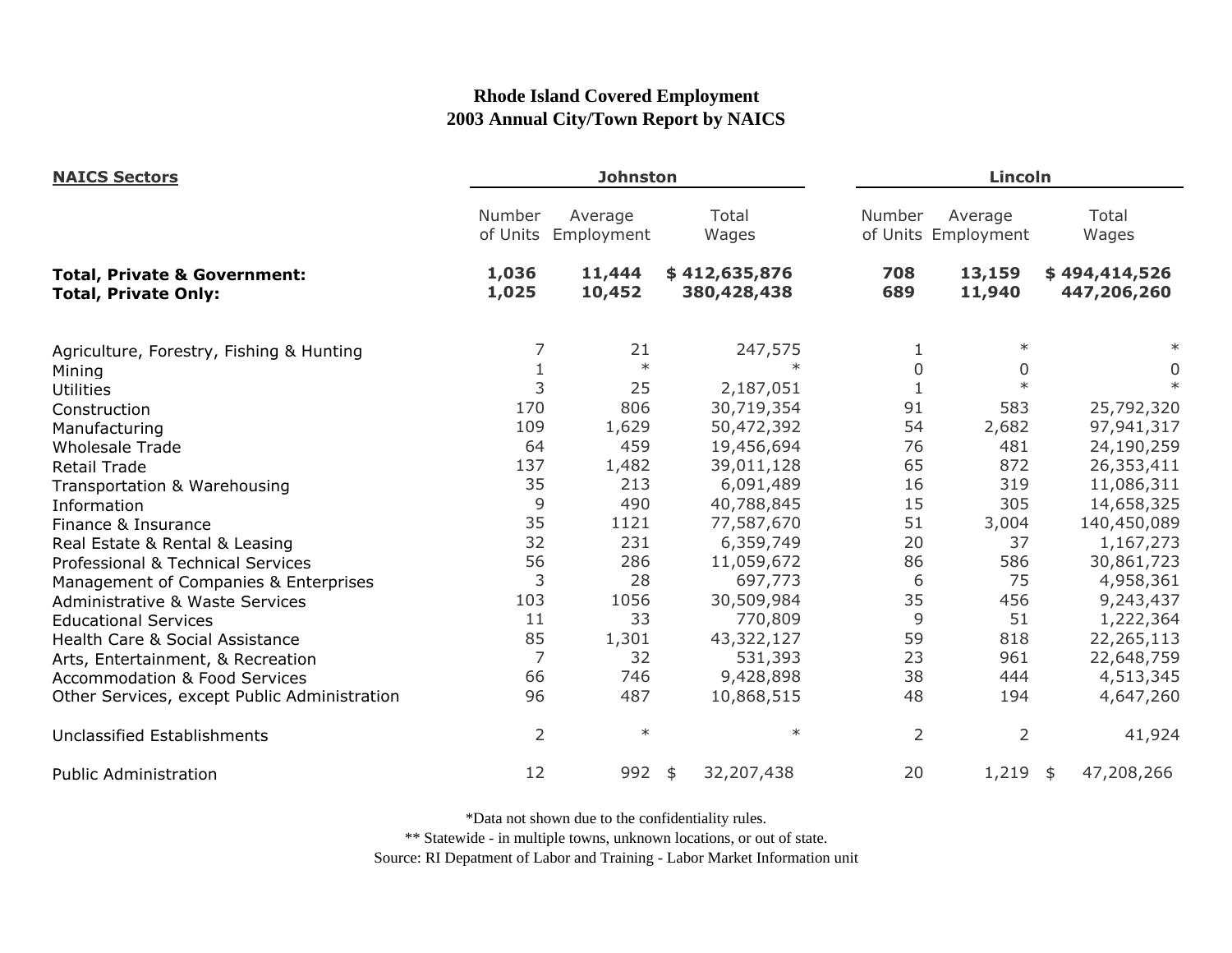# Rhode Island Covered Employment
## 2003 Annual City/Town Report by NAICS

| NAICS Sectors | Johnston | | | Lincoln | | |
|---|---|---|---|---|---|---|
| | Number of Units | Average Employment | Total Wages | Number of Units | Average Employment | Total Wages |
| **Total, Private & Government:** | **1,036** | **11,444** | **$ 412,635,876** | **708** | **13,159** | **$ 494,414,526** |
| **Total, Private Only:** | **1,025** | **10,452** | **380,428,438** | **689** | **11,940** | **447,206,260** |
| Agriculture, Forestry, Fishing & Hunting | 7 | 21 | 247,575 | 1 | * | * |
| Mining | 1 | * | * | 0 | 0 | 0 |
| Utilities | 3 | 25 | 2,187,051 | 1 | * | * |
| Construction | 170 | 806 | 30,719,354 | 91 | 583 | 25,792,320 |
| Manufacturing | 109 | 1,629 | 50,472,392 | 54 | 2,682 | 97,941,317 |
| Wholesale Trade | 64 | 459 | 19,456,694 | 76 | 481 | 24,190,259 |
| Retail Trade | 137 | 1,482 | 39,011,128 | 65 | 872 | 26,353,411 |
| Transportation & Warehousing | 35 | 213 | 6,091,489 | 16 | 319 | 11,086,311 |
| Information | 9 | 490 | 40,788,845 | 15 | 305 | 14,658,325 |
| Finance & Insurance | 35 | 1121 | 77,587,670 | 51 | 3,004 | 140,450,089 |
| Real Estate & Rental & Leasing | 32 | 231 | 6,359,749 | 20 | 37 | 1,167,273 |
| Professional & Technical Services | 56 | 286 | 11,059,672 | 86 | 586 | 30,861,723 |
| Management of Companies & Enterprises | 3 | 28 | 697,773 | 6 | 75 | 4,958,361 |
| Administrative & Waste Services | 103 | 1056 | 30,509,984 | 35 | 456 | 9,243,437 |
| Educational Services | 11 | 33 | 770,809 | 9 | 51 | 1,222,364 |
| Health Care & Social Assistance | 85 | 1,301 | 43,322,127 | 59 | 818 | 22,265,113 |
| Arts, Entertainment, & Recreation | 7 | 32 | 531,393 | 23 | 961 | 22,648,759 |
| Accommodation & Food Services | 66 | 746 | 9,428,898 | 38 | 444 | 4,513,345 |
| Other Services, except Public Administration | 96 | 487 | 10,868,515 | 48 | 194 | 4,647,260 |
| Unclassified Establishments | 2 | * | * | 2 | 2 | 41,924 |
| Public Administration | 12 | 992 | $ 32,207,438 | 20 | 1,219 | $ 47,208,266 |

*Data not shown due to the confidentiality rules.

** Statewide - in multiple towns, unknown locations, or out of state.

Source: RI Depatment of Labor and Training - Labor Market Information unit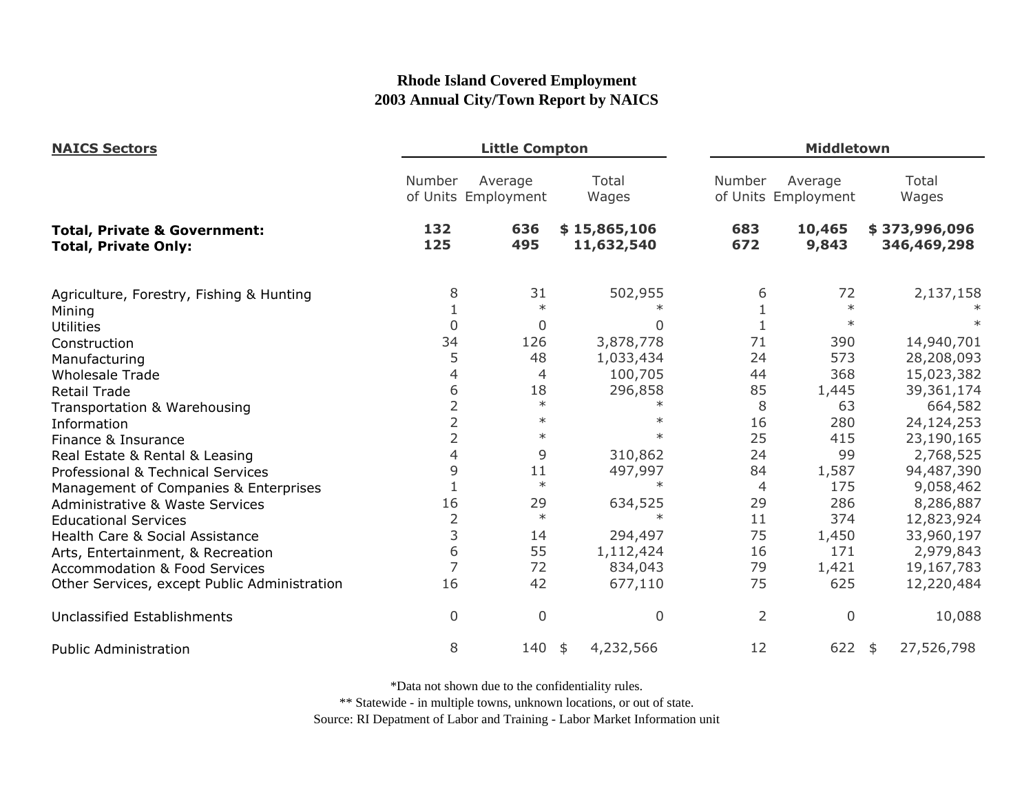# Rhode Island Covered Employment
## 2003 Annual City/Town Report by NAICS

| NAICS Sectors | Little Compton | | | Middletown | | |
|---|---|---|---|---|---|---|
| | Number of Units | Average Employment | Total Wages | Number of Units | Average Employment | Total Wages |
| **Total, Private & Government:** | **132** | **636** | **$ 15,865,106** | **683** | **10,465** | **$ 373,996,096** |
| **Total, Private Only:** | **125** | **495** | **11,632,540** | **672** | **9,843** | **346,469,298** |
| Agriculture, Forestry, Fishing & Hunting | 8 | 31 | 502,955 | 6 | 72 | 2,137,158 |
| Mining | 1 | * | * | 1 | * | * |
| Utilities | 0 | 0 | 0 | 1 | * | * |
| Construction | 34 | 126 | 3,878,778 | 71 | 390 | 14,940,701 |
| Manufacturing | 5 | 48 | 1,033,434 | 24 | 573 | 28,208,093 |
| Wholesale Trade | 4 | 4 | 100,705 | 44 | 368 | 15,023,382 |
| Retail Trade | 6 | 18 | 296,858 | 85 | 1,445 | 39,361,174 |
| Transportation & Warehousing | 2 | * | * | 8 | 63 | 664,582 |
| Information | 2 | * | * | 16 | 280 | 24,124,253 |
| Finance & Insurance | 2 | * | * | 25 | 415 | 23,190,165 |
| Real Estate & Rental & Leasing | 4 | 9 | 310,862 | 24 | 99 | 2,768,525 |
| Professional & Technical Services | 9 | 11 | 497,997 | 84 | 1,587 | 94,487,390 |
| Management of Companies & Enterprises | 1 | * | * | 4 | 175 | 9,058,462 |
| Administrative & Waste Services | 16 | 29 | 634,525 | 29 | 286 | 8,286,887 |
| Educational Services | 2 | * | * | 11 | 374 | 12,823,924 |
| Health Care & Social Assistance | 3 | 14 | 294,497 | 75 | 1,450 | 33,960,197 |
| Arts, Entertainment, & Recreation | 6 | 55 | 1,112,424 | 16 | 171 | 2,979,843 |
| Accommodation & Food Services | 7 | 72 | 834,043 | 79 | 1,421 | 19,167,783 |
| Other Services, except Public Administration | 16 | 42 | 677,110 | 75 | 625 | 12,220,484 |
| Unclassified Establishments | 0 | 0 | 0 | 2 | 0 | 10,088 |
| Public Administration | 8 | 140 | $ 4,232,566 | 12 | 622 | $ 27,526,798 |

*Data not shown due to the confidentiality rules.

** Statewide - in multiple towns, unknown locations, or out of state.

Source: RI Depatment of Labor and Training - Labor Market Information unit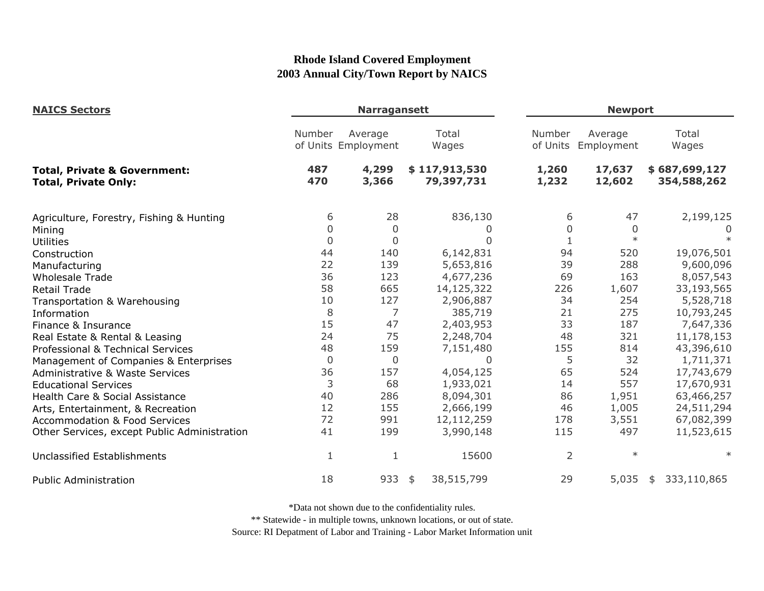**Rhode Island Covered Employment**
**2003 Annual City/Town Report by NAICS**

| **NAICS Sectors** | **Narragansett** | | | **Newport** | | |
|---|---|---|---|---|---|---|
| | Number of Units | Average Employment | Total Wages | Number of Units | Average Employment | Total Wages |
| **Total, Private & Government:** | **487** | **4,299** | **$ 117,913,530** | **1,260** | **17,637** | **$ 687,699,127** |
| **Total, Private Only:** | **470** | **3,366** | **79,397,731** | **1,232** | **12,602** | **354,588,262** |
| Agriculture, Forestry, Fishing & Hunting | 6 | 28 | 836,130 | 6 | 47 | 2,199,125 |
| Mining | 0 | 0 | 0 | 0 | 0 | 0 |
| Utilities | 0 | 0 | 0 | 1 | * | * |
| Construction | 44 | 140 | 6,142,831 | 94 | 520 | 19,076,501 |
| Manufacturing | 22 | 139 | 5,653,816 | 39 | 288 | 9,600,096 |
| Wholesale Trade | 36 | 123 | 4,677,236 | 69 | 163 | 8,057,543 |
| Retail Trade | 58 | 665 | 14,125,322 | 226 | 1,607 | 33,193,565 |
| Transportation & Warehousing | 10 | 127 | 2,906,887 | 34 | 254 | 5,528,718 |
| Information | 8 | 7 | 385,719 | 21 | 275 | 10,793,245 |
| Finance & Insurance | 15 | 47 | 2,403,953 | 33 | 187 | 7,647,336 |
| Real Estate & Rental & Leasing | 24 | 75 | 2,248,704 | 48 | 321 | 11,178,153 |
| Professional & Technical Services | 48 | 159 | 7,151,480 | 155 | 814 | 43,396,610 |
| Management of Companies & Enterprises | 0 | 0 | 0 | 5 | 32 | 1,711,371 |
| Administrative & Waste Services | 36 | 157 | 4,054,125 | 65 | 524 | 17,743,679 |
| Educational Services | 3 | 68 | 1,933,021 | 14 | 557 | 17,670,931 |
| Health Care & Social Assistance | 40 | 286 | 8,094,301 | 86 | 1,951 | 63,466,257 |
| Arts, Entertainment, & Recreation | 12 | 155 | 2,666,199 | 46 | 1,005 | 24,511,294 |
| Accommodation & Food Services | 72 | 991 | 12,112,259 | 178 | 3,551 | 67,082,399 |
| Other Services, except Public Administration | 41 | 199 | 3,990,148 | 115 | 497 | 11,523,615 |
| Unclassified Establishments | 1 | 1 | 15600 | 2 | * | * |
| Public Administration | 18 | 933 | $ 38,515,799 | 29 | 5,035 | $ 333,110,865 |

*Data not shown due to the confidentiality rules.

** Statewide - in multiple towns, unknown locations, or out of state.

Source: RI Depatment of Labor and Training - Labor Market Information unit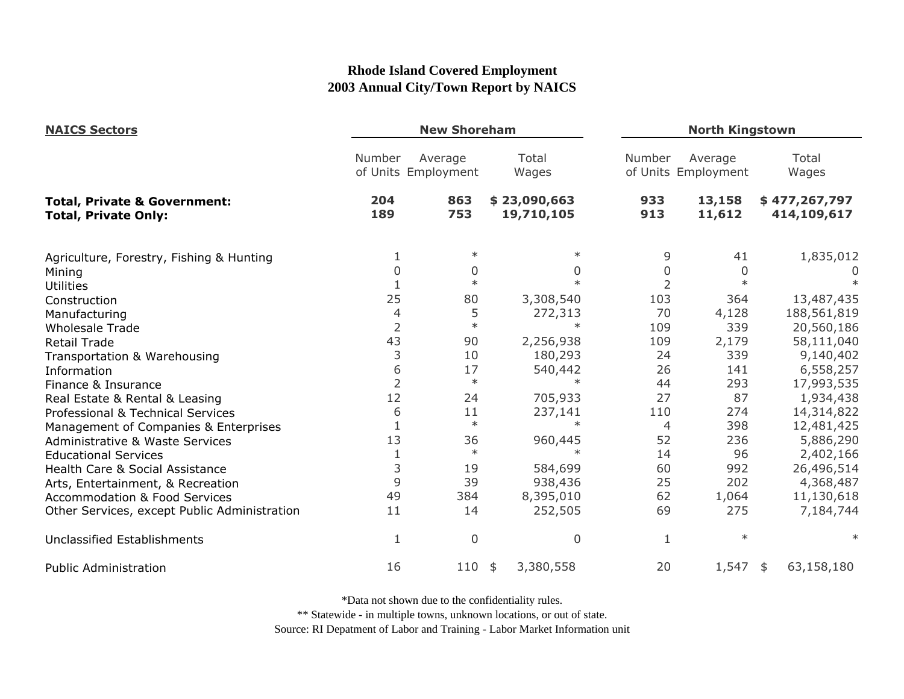# Rhode Island Covered Employment
## 2003 Annual City/Town Report by NAICS

| NAICS Sectors | New Shoreham | | | North Kingstown | | |
|---|---|---|---|---|---|---|
| | Number of Units | Average Employment | Total Wages | Number of Units | Average Employment | Total Wages |
| **Total, Private & Government:** | **204** | **863** | **$ 23,090,663** | **933** | **13,158** | **$ 477,267,797** |
| **Total, Private Only:** | **189** | **753** | **19,710,105** | **913** | **11,612** | **414,109,617** |
| Agriculture, Forestry, Fishing & Hunting | 1 | * | * | 9 | 41 | 1,835,012 |
| Mining | 0 | 0 | 0 | 0 | 0 | 0 |
| Utilities | 1 | * | * | 2 | * | * |
| Construction | 25 | 80 | 3,308,540 | 103 | 364 | 13,487,435 |
| Manufacturing | 4 | 5 | 272,313 | 70 | 4,128 | 188,561,819 |
| Wholesale Trade | 2 | * | * | 109 | 339 | 20,560,186 |
| Retail Trade | 43 | 90 | 2,256,938 | 109 | 2,179 | 58,111,040 |
| Transportation & Warehousing | 3 | 10 | 180,293 | 24 | 339 | 9,140,402 |
| Information | 6 | 17 | 540,442 | 26 | 141 | 6,558,257 |
| Finance & Insurance | 2 | * | * | 44 | 293 | 17,993,535 |
| Real Estate & Rental & Leasing | 12 | 24 | 705,933 | 27 | 87 | 1,934,438 |
| Professional & Technical Services | 6 | 11 | 237,141 | 110 | 274 | 14,314,822 |
| Management of Companies & Enterprises | 1 | * | * | 4 | 398 | 12,481,425 |
| Administrative & Waste Services | 13 | 36 | 960,445 | 52 | 236 | 5,886,290 |
| Educational Services | 1 | * | * | 14 | 96 | 2,402,166 |
| Health Care & Social Assistance | 3 | 19 | 584,699 | 60 | 992 | 26,496,514 |
| Arts, Entertainment, & Recreation | 9 | 39 | 938,436 | 25 | 202 | 4,368,487 |
| Accommodation & Food Services | 49 | 384 | 8,395,010 | 62 | 1,064 | 11,130,618 |
| Other Services, except Public Administration | 11 | 14 | 252,505 | 69 | 275 | 7,184,744 |
| Unclassified Establishments | 1 | 0 | 0 | 1 | * | * |
| Public Administration | 16 | 110 | $ 3,380,558 | 20 | 1,547 | $ 63,158,180 |

*Data not shown due to the confidentiality rules.

** Statewide - in multiple towns, unknown locations, or out of state.

Source: RI Depatment of Labor and Training - Labor Market Information unit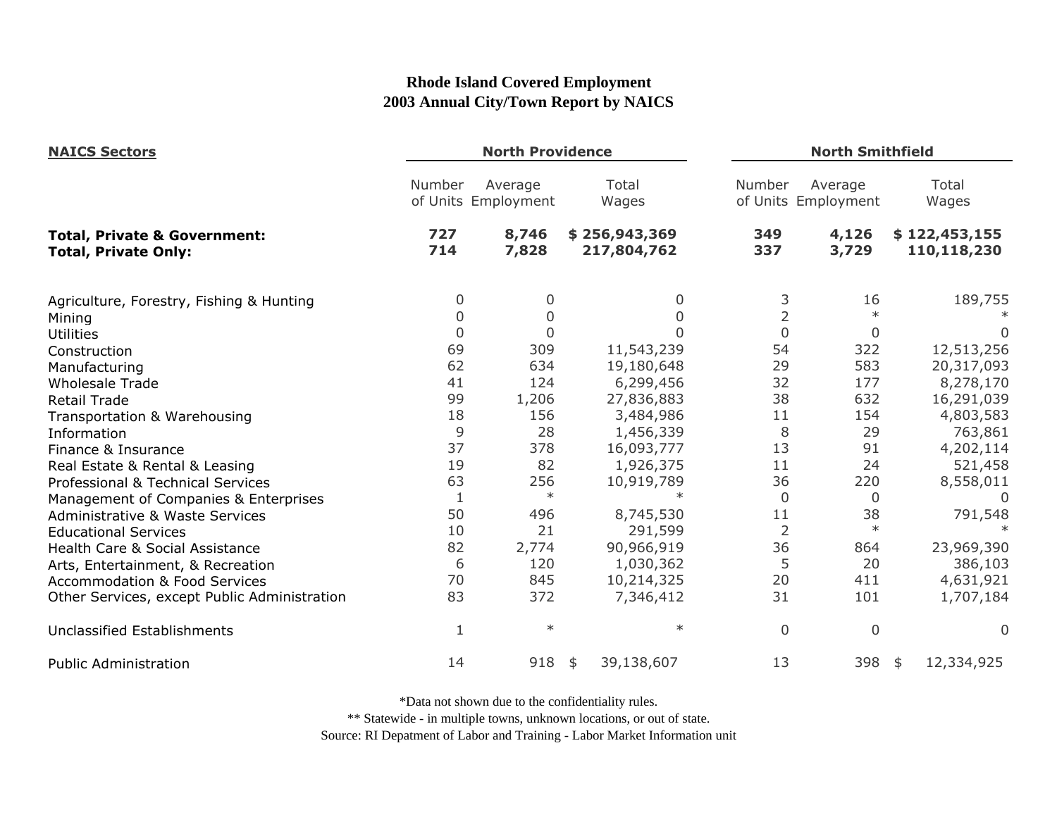# Rhode Island Covered Employment
## 2003 Annual City/Town Report by NAICS

| NAICS Sectors | North Providence | | | North Smithfield | | |
|---|---|---|---|---|---|---|
| | Number of Units | Average Employment | Total Wages | Number of Units | Average Employment | Total Wages |
| **Total, Private & Government:** | **727** | **8,746** | **$ 256,943,369** | **349** | **4,126** | **$ 122,453,155** |
| **Total, Private Only:** | **714** | **7,828** | **217,804,762** | **337** | **3,729** | **110,118,230** |
| Agriculture, Forestry, Fishing & Hunting | 0 | 0 | 0 | 3 | 16 | 189,755 |
| Mining | 0 | 0 | 0 | 2 | * | * |
| Utilities | 0 | 0 | 0 | 0 | 0 | 0 |
| Construction | 69 | 309 | 11,543,239 | 54 | 322 | 12,513,256 |
| Manufacturing | 62 | 634 | 19,180,648 | 29 | 583 | 20,317,093 |
| Wholesale Trade | 41 | 124 | 6,299,456 | 32 | 177 | 8,278,170 |
| Retail Trade | 99 | 1,206 | 27,836,883 | 38 | 632 | 16,291,039 |
| Transportation & Warehousing | 18 | 156 | 3,484,986 | 11 | 154 | 4,803,583 |
| Information | 9 | 28 | 1,456,339 | 8 | 29 | 763,861 |
| Finance & Insurance | 37 | 378 | 16,093,777 | 13 | 91 | 4,202,114 |
| Real Estate & Rental & Leasing | 19 | 82 | 1,926,375 | 11 | 24 | 521,458 |
| Professional & Technical Services | 63 | 256 | 10,919,789 | 36 | 220 | 8,558,011 |
| Management of Companies & Enterprises | 1 | * | * | 0 | 0 | 0 |
| Administrative & Waste Services | 50 | 496 | 8,745,530 | 11 | 38 | 791,548 |
| Educational Services | 10 | 21 | 291,599 | 2 | * | * |
| Health Care & Social Assistance | 82 | 2,774 | 90,966,919 | 36 | 864 | 23,969,390 |
| Arts, Entertainment, & Recreation | 6 | 120 | 1,030,362 | 5 | 20 | 386,103 |
| Accommodation & Food Services | 70 | 845 | 10,214,325 | 20 | 411 | 4,631,921 |
| Other Services, except Public Administration | 83 | 372 | 7,346,412 | 31 | 101 | 1,707,184 |
| Unclassified Establishments | 1 | * | * | 0 | 0 | 0 |
| Public Administration | 14 | 918 | $ 39,138,607 | 13 | 398 | $ 12,334,925 |

*Data not shown due to the confidentiality rules.

** Statewide - in multiple towns, unknown locations, or out of state.

Source: RI Depatment of Labor and Training - Labor Market Information unit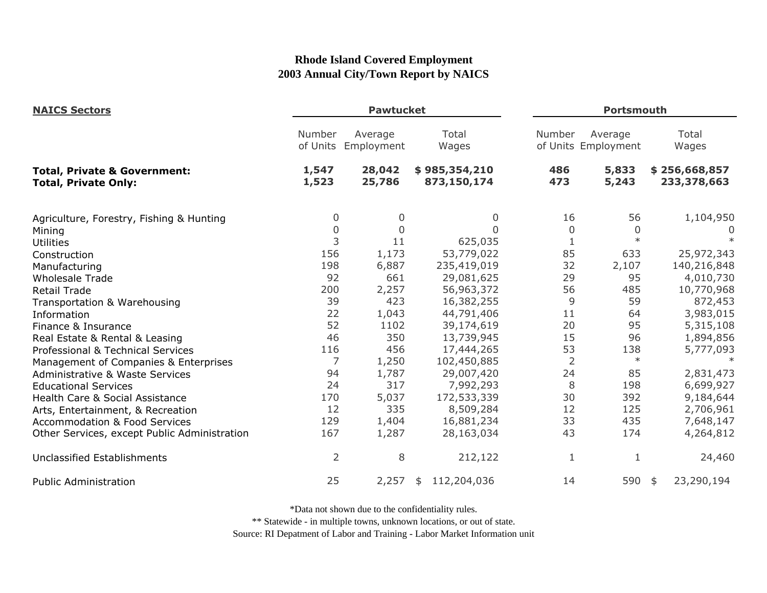# Rhode Island Covered Employment
## 2003 Annual City/Town Report by NAICS

| NAICS Sectors | Pawtucket | | | Portsmouth | | |
|---|---|---|---|---|---|---|
| | Number of Units | Average Employment | Total Wages | Number of Units | Average Employment | Total Wages |
| **Total, Private & Government:** | **1,547** | **28,042** | **$ 985,354,210** | **486** | **5,833** | **$ 256,668,857** |
| **Total, Private Only:** | **1,523** | **25,786** | **873,150,174** | **473** | **5,243** | **233,378,663** |
| Agriculture, Forestry, Fishing & Hunting | 0 | 0 | 0 | 16 | 56 | 1,104,950 |
| Mining | 0 | 0 | 0 | 0 | 0 | 0 |
| Utilities | 3 | 11 | 625,035 | 1 | * | * |
| Construction | 156 | 1,173 | 53,779,022 | 85 | 633 | 25,972,343 |
| Manufacturing | 198 | 6,887 | 235,419,019 | 32 | 2,107 | 140,216,848 |
| Wholesale Trade | 92 | 661 | 29,081,625 | 29 | 95 | 4,010,730 |
| Retail Trade | 200 | 2,257 | 56,963,372 | 56 | 485 | 10,770,968 |
| Transportation & Warehousing | 39 | 423 | 16,382,255 | 9 | 59 | 872,453 |
| Information | 22 | 1,043 | 44,791,406 | 11 | 64 | 3,983,015 |
| Finance & Insurance | 52 | 1102 | 39,174,619 | 20 | 95 | 5,315,108 |
| Real Estate & Rental & Leasing | 46 | 350 | 13,739,945 | 15 | 96 | 1,894,856 |
| Professional & Technical Services | 116 | 456 | 17,444,265 | 53 | 138 | 5,777,093 |
| Management of Companies & Enterprises | 7 | 1,250 | 102,450,885 | 2 | * | * |
| Administrative & Waste Services | 94 | 1,787 | 29,007,420 | 24 | 85 | 2,831,473 |
| Educational Services | 24 | 317 | 7,992,293 | 8 | 198 | 6,699,927 |
| Health Care & Social Assistance | 170 | 5,037 | 172,533,339 | 30 | 392 | 9,184,644 |
| Arts, Entertainment, & Recreation | 12 | 335 | 8,509,284 | 12 | 125 | 2,706,961 |
| Accommodation & Food Services | 129 | 1,404 | 16,881,234 | 33 | 435 | 7,648,147 |
| Other Services, except Public Administration | 167 | 1,287 | 28,163,034 | 43 | 174 | 4,264,812 |
| Unclassified Establishments | 2 | 8 | 212,122 | 1 | 1 | 24,460 |
| Public Administration | 25 | 2,257 | $ 112,204,036 | 14 | 590 | $ 23,290,194 |

*Data not shown due to the confidentiality rules.

** Statewide - in multiple towns, unknown locations, or out of state.

Source: RI Depatment of Labor and Training - Labor Market Information unit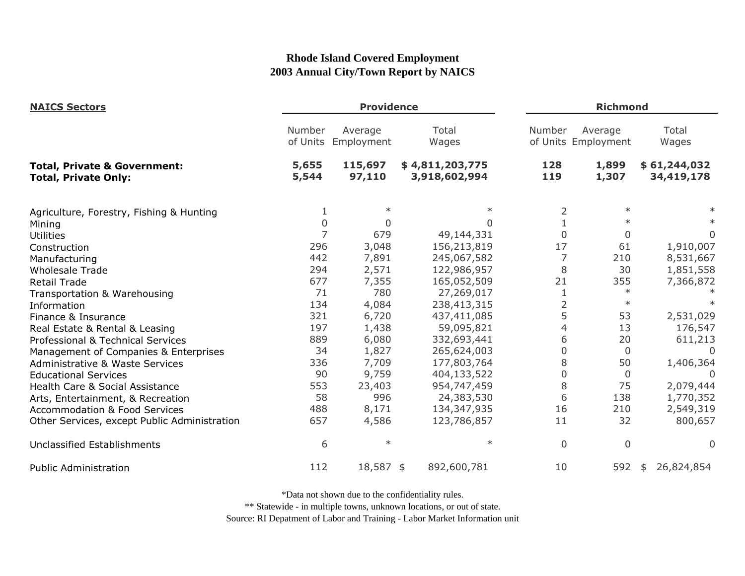# Rhode Island Covered Employment
## 2003 Annual City/Town Report by NAICS

| NAICS Sectors | Providence | | | Richmond | | |
|---|---|---|---|---|---|---|
| | Number of Units | Average Employment | Total Wages | Number of Units | Average Employment | Total Wages |
| **Total, Private & Government:** | **5,655** | **115,697** | **$ 4,811,203,775** | **128** | **1,899** | **$ 61,244,032** |
| **Total, Private Only:** | **5,544** | **97,110** | **3,918,602,994** | **119** | **1,307** | **34,419,178** |
| Agriculture, Forestry, Fishing & Hunting | 1 | * | * | 2 | * | * |
| Mining | 0 | 0 | 0 | 1 | * | * |
| Utilities | 7 | 679 | 49,144,331 | 0 | 0 | 0 |
| Construction | 296 | 3,048 | 156,213,819 | 17 | 61 | 1,910,007 |
| Manufacturing | 442 | 7,891 | 245,067,582 | 7 | 210 | 8,531,667 |
| Wholesale Trade | 294 | 2,571 | 122,986,957 | 8 | 30 | 1,851,558 |
| Retail Trade | 677 | 7,355 | 165,052,509 | 21 | 355 | 7,366,872 |
| Transportation & Warehousing | 71 | 780 | 27,269,017 | 1 | * | * |
| Information | 134 | 4,084 | 238,413,315 | 2 | * | * |
| Finance & Insurance | 321 | 6,720 | 437,411,085 | 5 | 53 | 2,531,029 |
| Real Estate & Rental & Leasing | 197 | 1,438 | 59,095,821 | 4 | 13 | 176,547 |
| Professional & Technical Services | 889 | 6,080 | 332,693,441 | 6 | 20 | 611,213 |
| Management of Companies & Enterprises | 34 | 1,827 | 265,624,003 | 0 | 0 | 0 |
| Administrative & Waste Services | 336 | 7,709 | 177,803,764 | 8 | 50 | 1,406,364 |
| Educational Services | 90 | 9,759 | 404,133,522 | 0 | 0 | 0 |
| Health Care & Social Assistance | 553 | 23,403 | 954,747,459 | 8 | 75 | 2,079,444 |
| Arts, Entertainment, & Recreation | 58 | 996 | 24,383,530 | 6 | 138 | 1,770,352 |
| Accommodation & Food Services | 488 | 8,171 | 134,347,935 | 16 | 210 | 2,549,319 |
| Other Services, except Public Administration | 657 | 4,586 | 123,786,857 | 11 | 32 | 800,657 |
| Unclassified Establishments | 6 | * | * | 0 | 0 | 0 |
| Public Administration | 112 | 18,587 | $ 892,600,781 | 10 | 592 | $ 26,824,854 |

*Data not shown due to the confidentiality rules.

** Statewide - in multiple towns, unknown locations, or out of state.

Source: RI Depatment of Labor and Training - Labor Market Information unit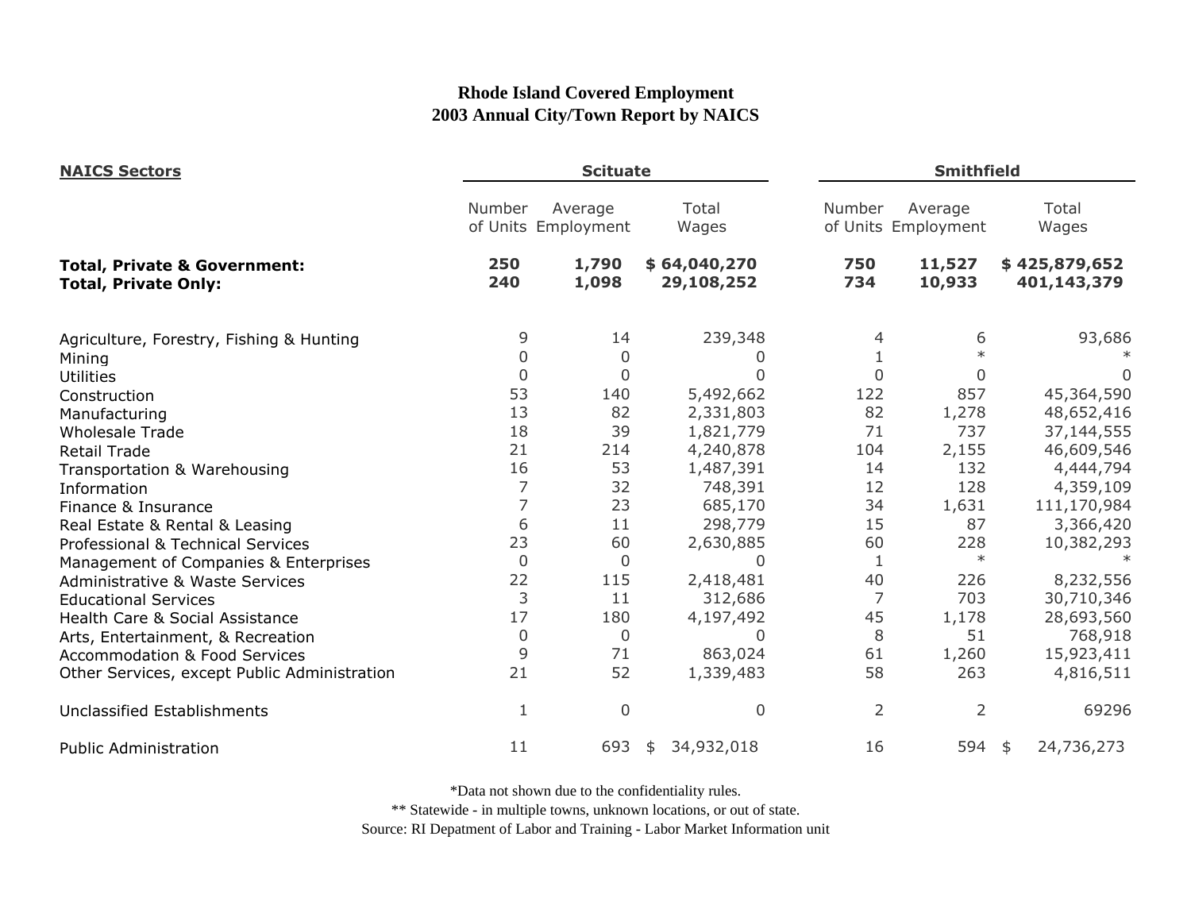# Rhode Island Covered Employment
## 2003 Annual City/Town Report by NAICS

| NAICS Sectors | Scituate | | | Smithfield | | |
|---|---|---|---|---|---|---|
| | Number of Units | Average Employment | Total Wages | Number of Units | Average Employment | Total Wages |
| **Total, Private & Government:** | **250** | **1,790** | **$ 64,040,270** | **750** | **11,527** | **$ 425,879,652** |
| **Total, Private Only:** | **240** | **1,098** | **29,108,252** | **734** | **10,933** | **401,143,379** |
| Agriculture, Forestry, Fishing & Hunting | 9 | 14 | 239,348 | 4 | 6 | 93,686 |
| Mining | 0 | 0 | 0 | 1 | * | * |
| Utilities | 0 | 0 | 0 | 0 | 0 | 0 |
| Construction | 53 | 140 | 5,492,662 | 122 | 857 | 45,364,590 |
| Manufacturing | 13 | 82 | 2,331,803 | 82 | 1,278 | 48,652,416 |
| Wholesale Trade | 18 | 39 | 1,821,779 | 71 | 737 | 37,144,555 |
| Retail Trade | 21 | 214 | 4,240,878 | 104 | 2,155 | 46,609,546 |
| Transportation & Warehousing | 16 | 53 | 1,487,391 | 14 | 132 | 4,444,794 |
| Information | 7 | 32 | 748,391 | 12 | 128 | 4,359,109 |
| Finance & Insurance | 7 | 23 | 685,170 | 34 | 1,631 | 111,170,984 |
| Real Estate & Rental & Leasing | 6 | 11 | 298,779 | 15 | 87 | 3,366,420 |
| Professional & Technical Services | 23 | 60 | 2,630,885 | 60 | 228 | 10,382,293 |
| Management of Companies & Enterprises | 0 | 0 | 0 | 1 | * | * |
| Administrative & Waste Services | 22 | 115 | 2,418,481 | 40 | 226 | 8,232,556 |
| Educational Services | 3 | 11 | 312,686 | 7 | 703 | 30,710,346 |
| Health Care & Social Assistance | 17 | 180 | 4,197,492 | 45 | 1,178 | 28,693,560 |
| Arts, Entertainment, & Recreation | 0 | 0 | 0 | 8 | 51 | 768,918 |
| Accommodation & Food Services | 9 | 71 | 863,024 | 61 | 1,260 | 15,923,411 |
| Other Services, except Public Administration | 21 | 52 | 1,339,483 | 58 | 263 | 4,816,511 |
| Unclassified Establishments | 1 | 0 | 0 | 2 | 2 | 69296 |
| Public Administration | 11 | 693 | $ 34,932,018 | 16 | 594 | $ 24,736,273 |

*Data not shown due to the confidentiality rules.

** Statewide - in multiple towns, unknown locations, or out of state.

Source: RI Depatment of Labor and Training - Labor Market Information unit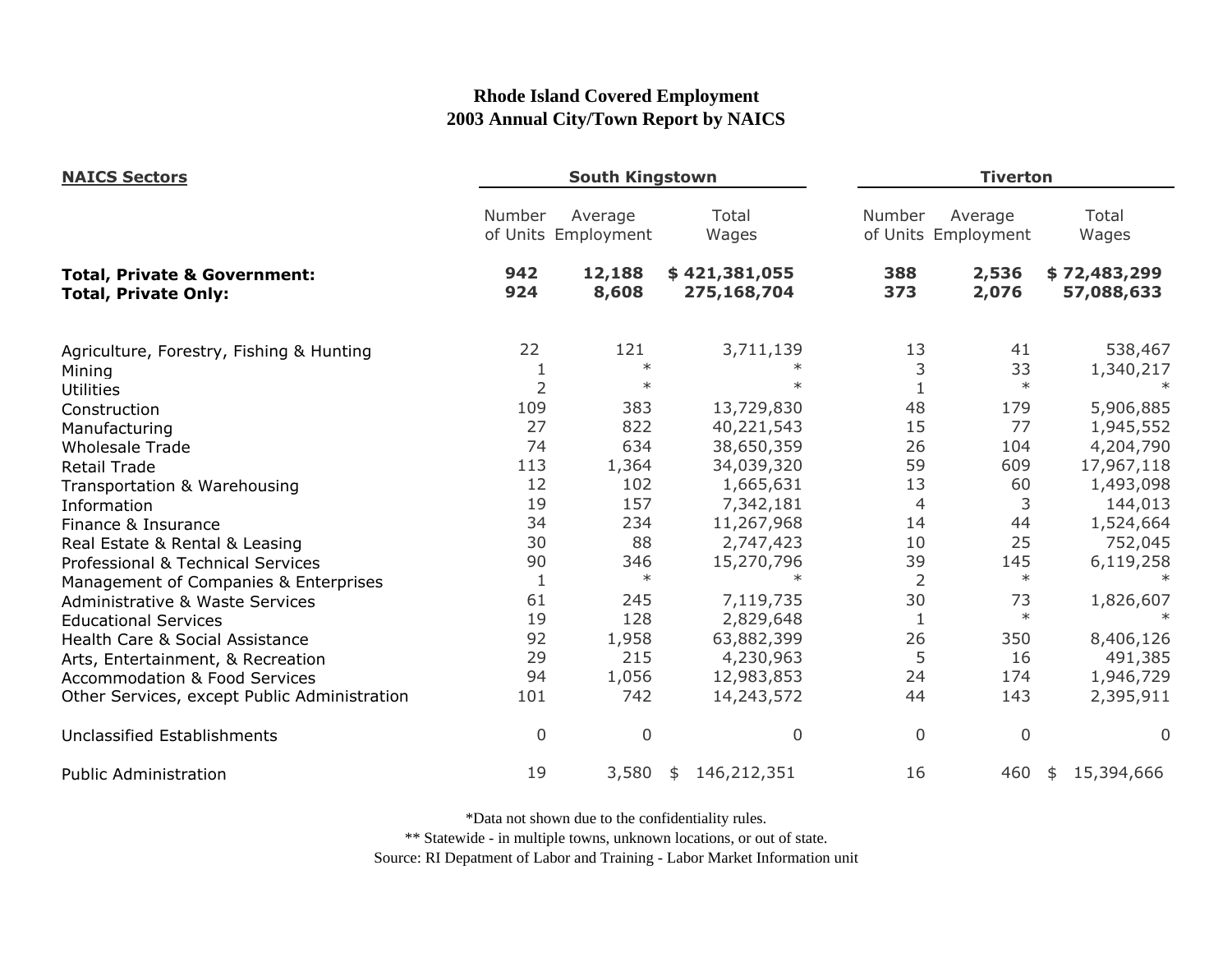# Rhode Island Covered Employment
## 2003 Annual City/Town Report by NAICS

| NAICS Sectors | South Kingstown | | | Tiverton | | |
|---|---|---|---|---|---|---|
| | Number of Units | Average Employment | Total Wages | Number of Units | Average Employment | Total Wages |
| **Total, Private & Government:** | **942** | **12,188** | **$ 421,381,055** | **388** | **2,536** | **$ 72,483,299** |
| **Total, Private Only:** | **924** | **8,608** | **275,168,704** | **373** | **2,076** | **57,088,633** |
| Agriculture, Forestry, Fishing & Hunting | 22 | 121 | 3,711,139 | 13 | 41 | 538,467 |
| Mining | 1 | * | * | 3 | 33 | 1,340,217 |
| Utilities | 2 | * | * | 1 | * | * |
| Construction | 109 | 383 | 13,729,830 | 48 | 179 | 5,906,885 |
| Manufacturing | 27 | 822 | 40,221,543 | 15 | 77 | 1,945,552 |
| Wholesale Trade | 74 | 634 | 38,650,359 | 26 | 104 | 4,204,790 |
| Retail Trade | 113 | 1,364 | 34,039,320 | 59 | 609 | 17,967,118 |
| Transportation & Warehousing | 12 | 102 | 1,665,631 | 13 | 60 | 1,493,098 |
| Information | 19 | 157 | 7,342,181 | 4 | 3 | 144,013 |
| Finance & Insurance | 34 | 234 | 11,267,968 | 14 | 44 | 1,524,664 |
| Real Estate & Rental & Leasing | 30 | 88 | 2,747,423 | 10 | 25 | 752,045 |
| Professional & Technical Services | 90 | 346 | 15,270,796 | 39 | 145 | 6,119,258 |
| Management of Companies & Enterprises | 1 | * | * | 2 | * | * |
| Administrative & Waste Services | 61 | 245 | 7,119,735 | 30 | 73 | 1,826,607 |
| Educational Services | 19 | 128 | 2,829,648 | 1 | * | * |
| Health Care & Social Assistance | 92 | 1,958 | 63,882,399 | 26 | 350 | 8,406,126 |
| Arts, Entertainment, & Recreation | 29 | 215 | 4,230,963 | 5 | 16 | 491,385 |
| Accommodation & Food Services | 94 | 1,056 | 12,983,853 | 24 | 174 | 1,946,729 |
| Other Services, except Public Administration | 101 | 742 | 14,243,572 | 44 | 143 | 2,395,911 |
| Unclassified Establishments | 0 | 0 | 0 | 0 | 0 | 0 |
| Public Administration | 19 | 3,580 | $ 146,212,351 | 16 | 460 | $ 15,394,666 |

*Data not shown due to the confidentiality rules.

** Statewide - in multiple towns, unknown locations, or out of state.

Source: RI Depatment of Labor and Training - Labor Market Information unit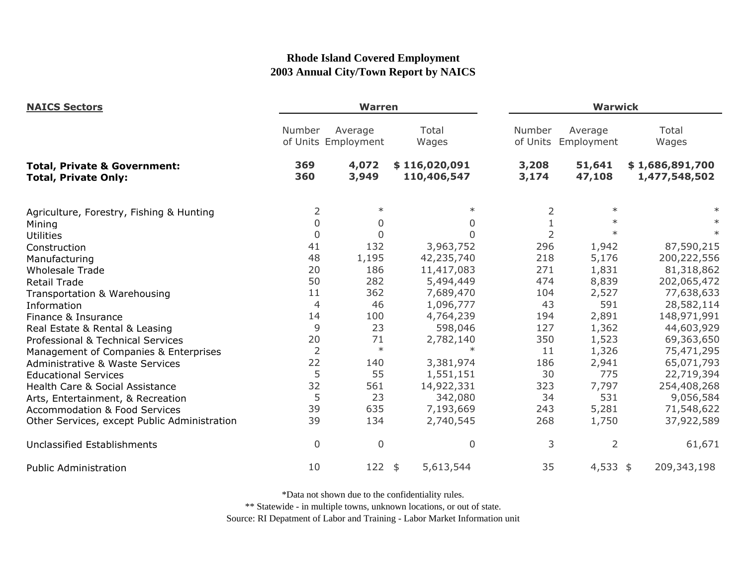# Rhode Island Covered Employment
## 2003 Annual City/Town Report by NAICS

| NAICS Sectors | Warren | | | Warwick | | |
|---|---|---|---|---|---|---|
| | Number of Units | Average Employment | Total Wages | Number of Units | Average Employment | Total Wages |
| **Total, Private & Government:** | **369** | **4,072** | **$ 116,020,091** | **3,208** | **51,641** | **$ 1,686,891,700** |
| **Total, Private Only:** | **360** | **3,949** | **110,406,547** | **3,174** | **47,108** | **1,477,548,502** |
| Agriculture, Forestry, Fishing & Hunting | 2 | * | * | 2 | * | * |
| Mining | 0 | 0 | 0 | 1 | * | * |
| Utilities | 0 | 0 | 0 | 2 | * | * |
| Construction | 41 | 132 | 3,963,752 | 296 | 1,942 | 87,590,215 |
| Manufacturing | 48 | 1,195 | 42,235,740 | 218 | 5,176 | 200,222,556 |
| Wholesale Trade | 20 | 186 | 11,417,083 | 271 | 1,831 | 81,318,862 |
| Retail Trade | 50 | 282 | 5,494,449 | 474 | 8,839 | 202,065,472 |
| Transportation & Warehousing | 11 | 362 | 7,689,470 | 104 | 2,527 | 77,638,633 |
| Information | 4 | 46 | 1,096,777 | 43 | 591 | 28,582,114 |
| Finance & Insurance | 14 | 100 | 4,764,239 | 194 | 2,891 | 148,971,991 |
| Real Estate & Rental & Leasing | 9 | 23 | 598,046 | 127 | 1,362 | 44,603,929 |
| Professional & Technical Services | 20 | 71 | 2,782,140 | 350 | 1,523 | 69,363,650 |
| Management of Companies & Enterprises | 2 | * | * | 11 | 1,326 | 75,471,295 |
| Administrative & Waste Services | 22 | 140 | 3,381,974 | 186 | 2,941 | 65,071,793 |
| Educational Services | 5 | 55 | 1,551,151 | 30 | 775 | 22,719,394 |
| Health Care & Social Assistance | 32 | 561 | 14,922,331 | 323 | 7,797 | 254,408,268 |
| Arts, Entertainment, & Recreation | 5 | 23 | 342,080 | 34 | 531 | 9,056,584 |
| Accommodation & Food Services | 39 | 635 | 7,193,669 | 243 | 5,281 | 71,548,622 |
| Other Services, except Public Administration | 39 | 134 | 2,740,545 | 268 | 1,750 | 37,922,589 |
| Unclassified Establishments | 0 | 0 | 0 | 3 | 2 | 61,671 |
| Public Administration | 10 | 122 | $ 5,613,544 | 35 | 4,533 | $ 209,343,198 |

*Data not shown due to the confidentiality rules.

** Statewide - in multiple towns, unknown locations, or out of state.

Source: RI Depatment of Labor and Training - Labor Market Information unit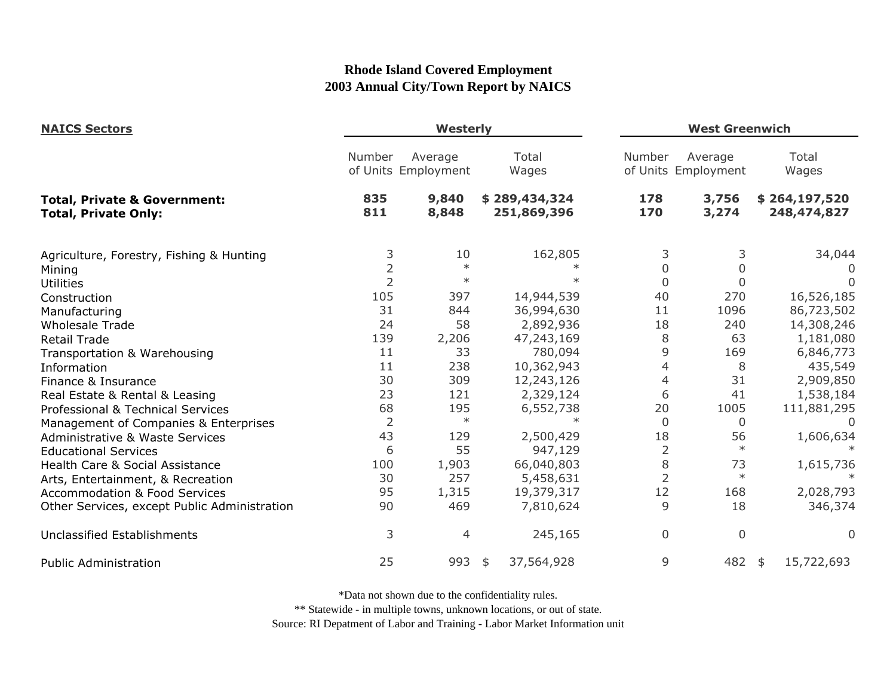# Rhode Island Covered Employment
## 2003 Annual City/Town Report by NAICS

| NAICS Sectors | Westerly | | | West Greenwich | | |
|---|---|---|---|---|---|---|
| | Number of Units | Average Employment | Total Wages | Number of Units | Average Employment | Total Wages |
| **Total, Private & Government:** | **835** | **9,840** | **$ 289,434,324** | **178** | **3,756** | **$ 264,197,520** |
| **Total, Private Only:** | **811** | **8,848** | **251,869,396** | **170** | **3,274** | **248,474,827** |
| Agriculture, Forestry, Fishing & Hunting | 3 | 10 | 162,805 | 3 | 3 | 34,044 |
| Mining | 2 | * | * | 0 | 0 | 0 |
| Utilities | 2 | * | * | 0 | 0 | 0 |
| Construction | 105 | 397 | 14,944,539 | 40 | 270 | 16,526,185 |
| Manufacturing | 31 | 844 | 36,994,630 | 11 | 1096 | 86,723,502 |
| Wholesale Trade | 24 | 58 | 2,892,936 | 18 | 240 | 14,308,246 |
| Retail Trade | 139 | 2,206 | 47,243,169 | 8 | 63 | 1,181,080 |
| Transportation & Warehousing | 11 | 33 | 780,094 | 9 | 169 | 6,846,773 |
| Information | 11 | 238 | 10,362,943 | 4 | 8 | 435,549 |
| Finance & Insurance | 30 | 309 | 12,243,126 | 4 | 31 | 2,909,850 |
| Real Estate & Rental & Leasing | 23 | 121 | 2,329,124 | 6 | 41 | 1,538,184 |
| Professional & Technical Services | 68 | 195 | 6,552,738 | 20 | 1005 | 111,881,295 |
| Management of Companies & Enterprises | 2 | * | * | 0 | 0 | 0 |
| Administrative & Waste Services | 43 | 129 | 2,500,429 | 18 | 56 | 1,606,634 |
| Educational Services | 6 | 55 | 947,129 | 2 | * | * |
| Health Care & Social Assistance | 100 | 1,903 | 66,040,803 | 8 | 73 | 1,615,736 |
| Arts, Entertainment, & Recreation | 30 | 257 | 5,458,631 | 2 | * | * |
| Accommodation & Food Services | 95 | 1,315 | 19,379,317 | 12 | 168 | 2,028,793 |
| Other Services, except Public Administration | 90 | 469 | 7,810,624 | 9 | 18 | 346,374 |
| Unclassified Establishments | 3 | 4 | 245,165 | 0 | 0 | 0 |
| Public Administration | 25 | 993 | $ 37,564,928 | 9 | 482 | $ 15,722,693 |

*Data not shown due to the confidentiality rules.

** Statewide - in multiple towns, unknown locations, or out of state.

Source: RI Depatment of Labor and Training - Labor Market Information unit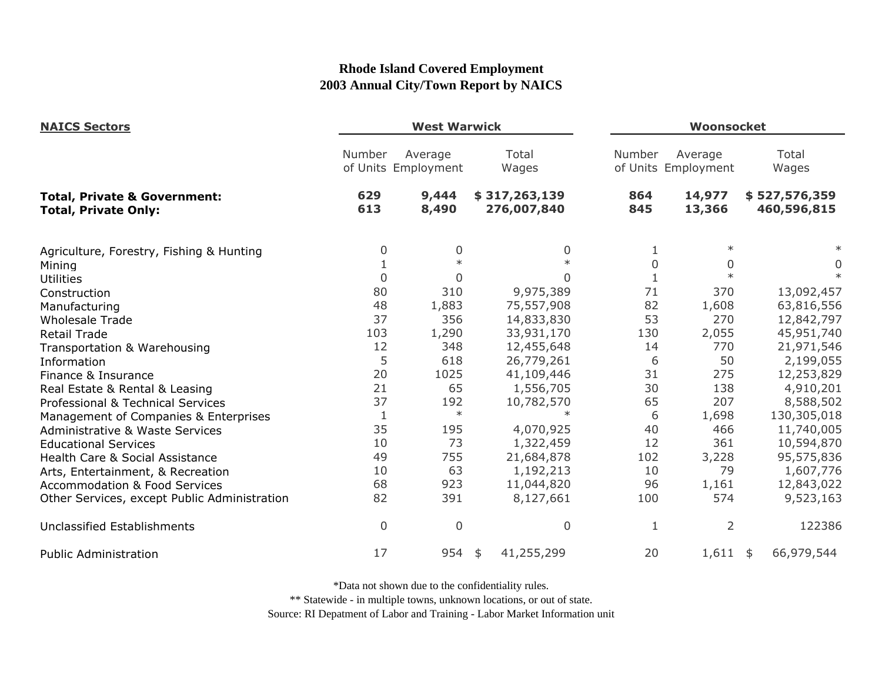# Rhode Island Covered Employment
## 2003 Annual City/Town Report by NAICS

| NAICS Sectors | West Warwick | | | Woonsocket | | |
|---|---|---|---|---|---|---|
| | Number of Units | Average Employment | Total Wages | Number of Units | Average Employment | Total Wages |
| **Total, Private & Government:** | **629** | **9,444** | **$ 317,263,139** | **864** | **14,977** | **$ 527,576,359** |
| **Total, Private Only:** | **613** | **8,490** | **276,007,840** | **845** | **13,366** | **460,596,815** |
| Agriculture, Forestry, Fishing & Hunting | 0 | 0 | 0 | 1 | * | * |
| Mining | 1 | * | * | 0 | 0 | 0 |
| Utilities | 0 | 0 | 0 | 1 | * | * |
| Construction | 80 | 310 | 9,975,389 | 71 | 370 | 13,092,457 |
| Manufacturing | 48 | 1,883 | 75,557,908 | 82 | 1,608 | 63,816,556 |
| Wholesale Trade | 37 | 356 | 14,833,830 | 53 | 270 | 12,842,797 |
| Retail Trade | 103 | 1,290 | 33,931,170 | 130 | 2,055 | 45,951,740 |
| Transportation & Warehousing | 12 | 348 | 12,455,648 | 14 | 770 | 21,971,546 |
| Information | 5 | 618 | 26,779,261 | 6 | 50 | 2,199,055 |
| Finance & Insurance | 20 | 1025 | 41,109,446 | 31 | 275 | 12,253,829 |
| Real Estate & Rental & Leasing | 21 | 65 | 1,556,705 | 30 | 138 | 4,910,201 |
| Professional & Technical Services | 37 | 192 | 10,782,570 | 65 | 207 | 8,588,502 |
| Management of Companies & Enterprises | 1 | * | * | 6 | 1,698 | 130,305,018 |
| Administrative & Waste Services | 35 | 195 | 4,070,925 | 40 | 466 | 11,740,005 |
| Educational Services | 10 | 73 | 1,322,459 | 12 | 361 | 10,594,870 |
| Health Care & Social Assistance | 49 | 755 | 21,684,878 | 102 | 3,228 | 95,575,836 |
| Arts, Entertainment, & Recreation | 10 | 63 | 1,192,213 | 10 | 79 | 1,607,776 |
| Accommodation & Food Services | 68 | 923 | 11,044,820 | 96 | 1,161 | 12,843,022 |
| Other Services, except Public Administration | 82 | 391 | 8,127,661 | 100 | 574 | 9,523,163 |
| Unclassified Establishments | 0 | 0 | 0 | 1 | 2 | 122386 |
| Public Administration | 17 | 954 | $ 41,255,299 | 20 | 1,611 | $ 66,979,544 |

*Data not shown due to the confidentiality rules.

** Statewide - in multiple towns, unknown locations, or out of state.

Source: RI Depatment of Labor and Training - Labor Market Information unit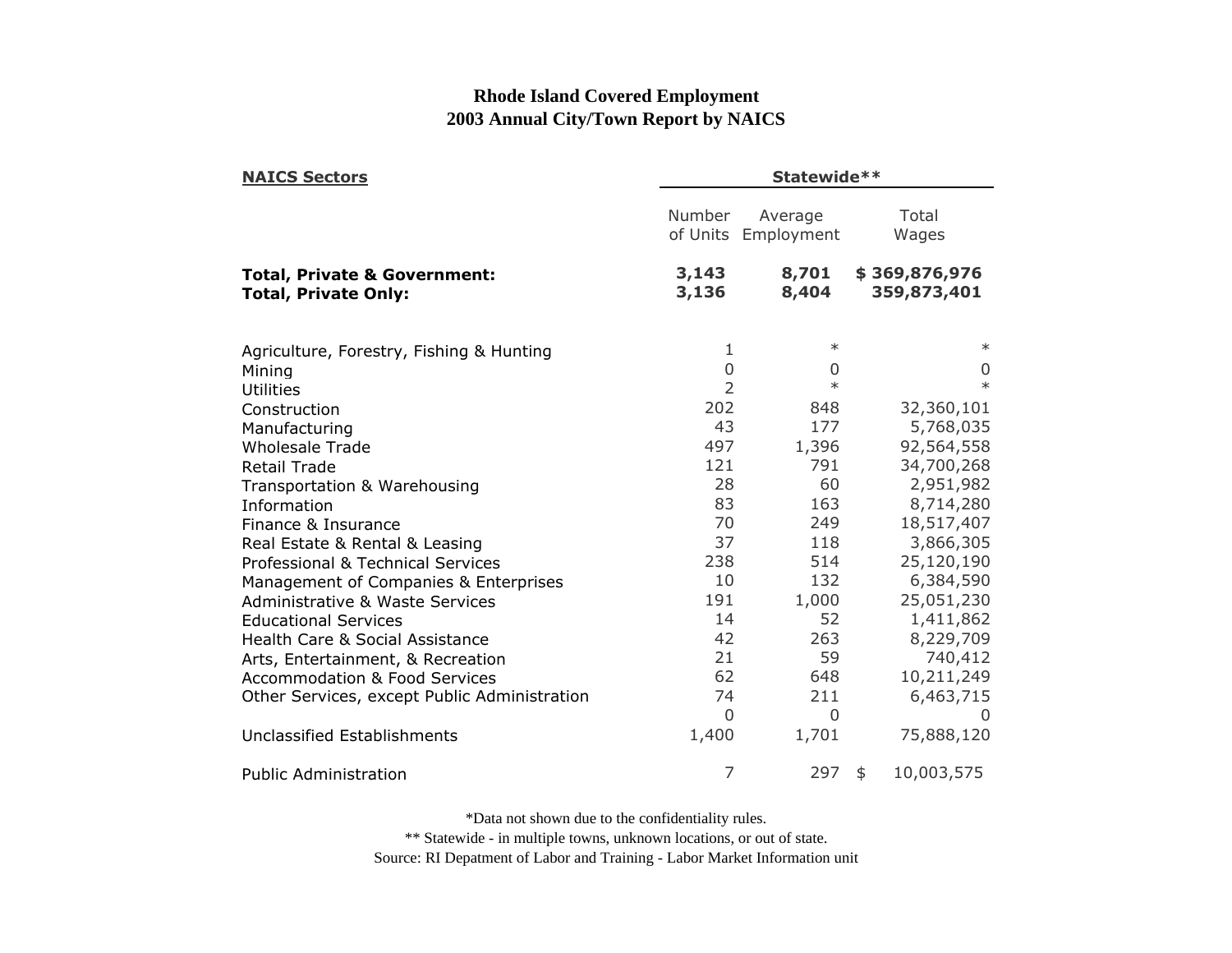# Rhode Island Covered Employment
## 2003 Annual City/Town Report by NAICS

| NAICS Sectors | Statewide** | | |
|---|---|---|---|
| | Number of Units | Average Employment | Total Wages |
| **Total, Private & Government:** | **3,143** | **8,701** | **$ 369,876,976** |
| **Total, Private Only:** | **3,136** | **8,404** | **359,873,401** |
| Agriculture, Forestry, Fishing & Hunting | 1 | * | * |
| Mining | 0 | 0 | 0 |
| Utilities | 2 | * | * |
| Construction | 202 | 848 | 32,360,101 |
| Manufacturing | 43 | 177 | 5,768,035 |
| Wholesale Trade | 497 | 1,396 | 92,564,558 |
| Retail Trade | 121 | 791 | 34,700,268 |
| Transportation & Warehousing | 28 | 60 | 2,951,982 |
| Information | 83 | 163 | 8,714,280 |
| Finance & Insurance | 70 | 249 | 18,517,407 |
| Real Estate & Rental & Leasing | 37 | 118 | 3,866,305 |
| Professional & Technical Services | 238 | 514 | 25,120,190 |
| Management of Companies & Enterprises | 10 | 132 | 6,384,590 |
| Administrative & Waste Services | 191 | 1,000 | 25,051,230 |
| Educational Services | 14 | 52 | 1,411,862 |
| Health Care & Social Assistance | 42 | 263 | 8,229,709 |
| Arts, Entertainment, & Recreation | 21 | 59 | 740,412 |
| Accommodation & Food Services | 62 | 648 | 10,211,249 |
| Other Services, except Public Administration | 74 | 211 | 6,463,715 |
| | 0 | 0 | 0 |
| Unclassified Establishments | 1,400 | 1,701 | 75,888,120 |
| Public Administration | 7 | 297 | $ 10,003,575 |

*Data not shown due to the confidentiality rules.

** Statewide - in multiple towns, unknown locations, or out of state.

Source: RI Depatment of Labor and Training - Labor Market Information unit